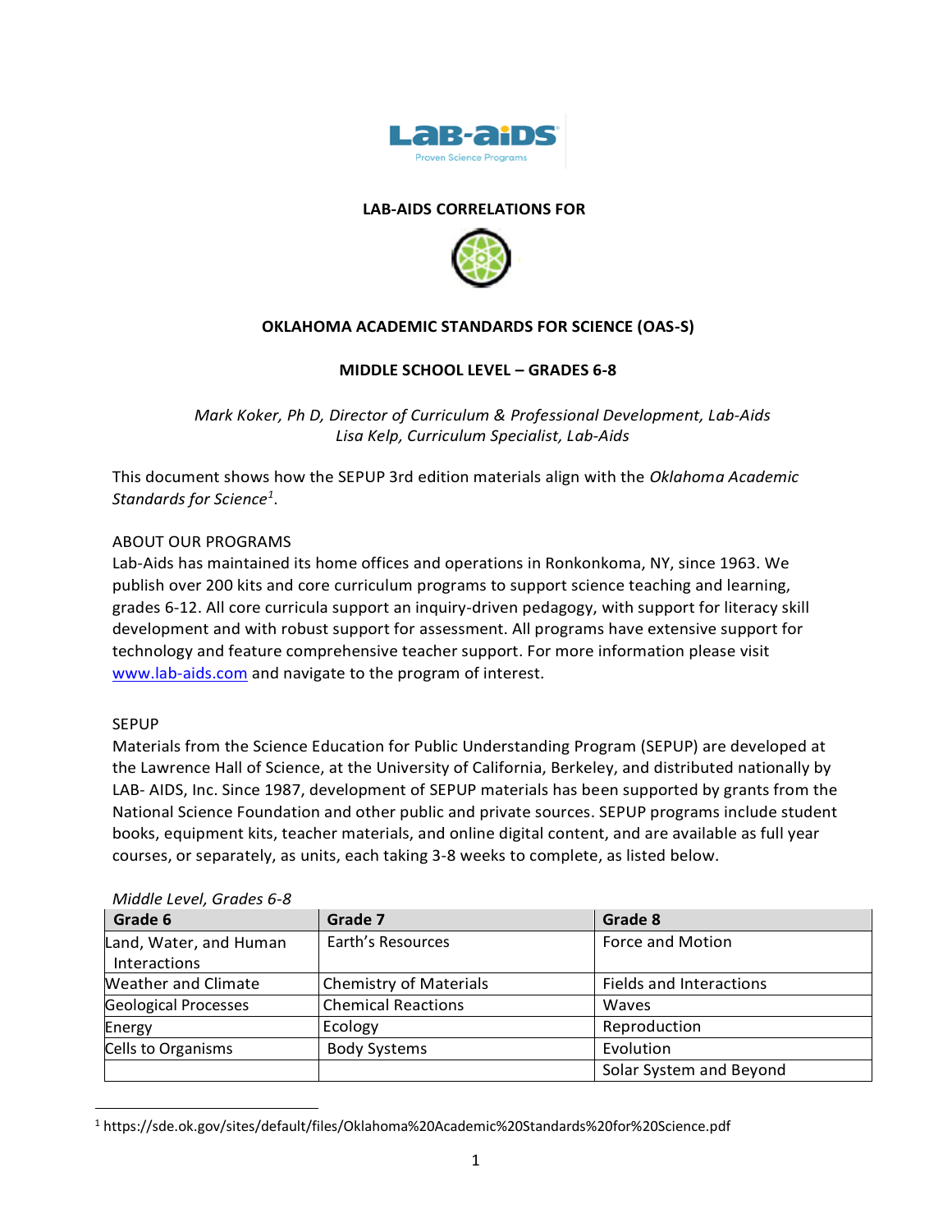**LAB-AIDS CORRELATIONS FOR**

**OKLAHOMA ACADEMIC STANDARDS FOR SCIENCE (OAS-S)**

**MIDDLE SCHOOL LEVEL – GRADES 6-8**

*Mark Koker, Ph D, Director of Curriculum & Professional Development, Lab-Aids*
*Lisa Kelp, Curriculum Specialist, Lab-Aids*

This document shows how the SEPUP 3rd edition materials align with the *Oklahoma Academic Standards for Science*[1].

ABOUT OUR PROGRAMS
Lab-Aids has maintained its home offices and operations in Ronkonkoma, NY, since 1963. We publish over 200 kits and core curriculum programs to support science teaching and learning, grades 6-12. All core curricula support an inquiry-driven pedagogy, with support for literacy skill development and with robust support for assessment. All programs have extensive support for technology and feature comprehensive teacher support. For more information please visit www.lab-aids.com and navigate to the program of interest.

SEPUP
Materials from the Science Education for Public Understanding Program (SEPUP) are developed at the Lawrence Hall of Science, at the University of California, Berkeley, and distributed nationally by LAB- AIDS, Inc. Since 1987, development of SEPUP materials has been supported by grants from the National Science Foundation and other public and private sources. SEPUP programs include student books, equipment kits, teacher materials, and online digital content, and are available as full year courses, or separately, as units, each taking 3-8 weeks to complete, as listed below.

*Middle Level, Grades 6-8*

| Grade 6 | Grade 7 | Grade 8 |
|---|---|---|
| Land, Water, and Human Interactions | Earth's Resources | Force and Motion |
| Weather and Climate | Chemistry of Materials | Fields and Interactions |
| Geological Processes | Chemical Reactions | Waves |
| Energy | Ecology | Reproduction |
| Cells to Organisms | Body Systems | Evolution |
| | | Solar System and Beyond |

[1] https://sde.ok.gov/sites/default/files/Oklahoma%20Academic%20Standards%20for%20Science.pdf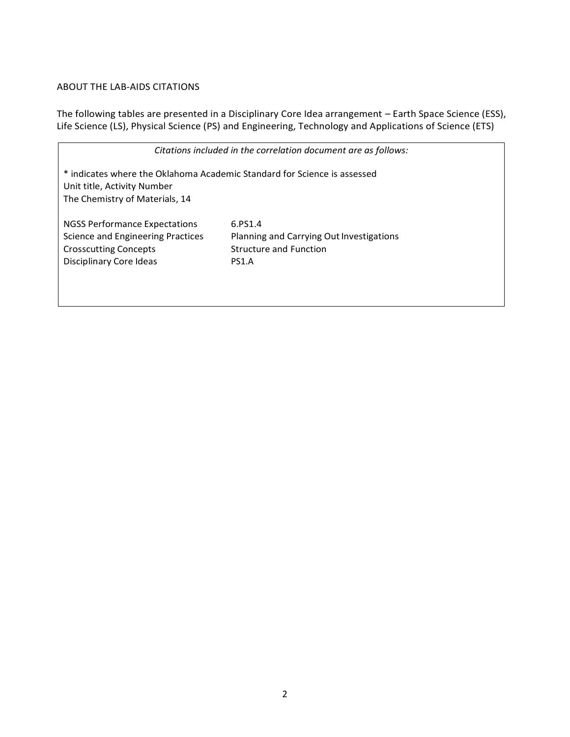## ABOUT THE LAB-AIDS CITATIONS

The following tables are presented in a Disciplinary Core Idea arrangement – Earth Space Science (ESS), Life Science (LS), Physical Science (PS) and Engineering, Technology and Applications of Science (ETS)

*Citations included in the correlation document are as follows:*

\* indicates where the Oklahoma Academic Standard for Science is assessed
Unit title, Activity Number
The Chemistry of Materials, 14

| | |
|---|---|
| NGSS Performance Expectations | 6.PS1.4 |
| Science and Engineering Practices | Planning and Carrying Out Investigations |
| Crosscutting Concepts | Structure and Function |
| Disciplinary Core Ideas | PS1.A |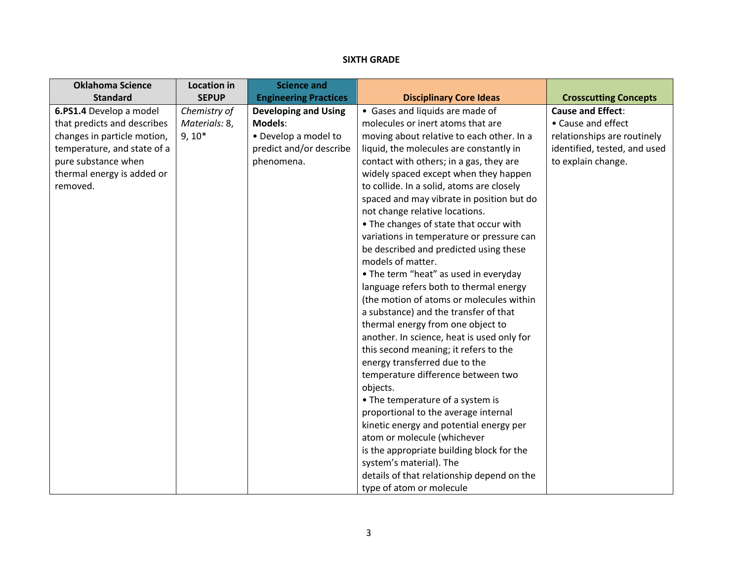**SIXTH GRADE**

| Oklahoma Science Standard | Location in SEPUP | Science and Engineering Practices | Disciplinary Core Ideas | Crosscutting Concepts |
|---|---|---|---|---|
| **6.PS1.4** Develop a model that predicts and describes changes in particle motion, temperature, and state of a pure substance when thermal energy is added or removed. | *Chemistry of Materials:* 8, 9, 10* | **Developing and Using Models**: • Develop a model to predict and/or describe phenomena. | • Gases and liquids are made of molecules or inert atoms that are moving about relative to each other. In a liquid, the molecules are constantly in contact with others; in a gas, they are widely spaced except when they happen to collide. In a solid, atoms are closely spaced and may vibrate in position but do not change relative locations. • The changes of state that occur with variations in temperature or pressure can be described and predicted using these models of matter. • The term "heat" as used in everyday language refers both to thermal energy (the motion of atoms or molecules within a substance) and the transfer of that thermal energy from one object to another. In science, heat is used only for this second meaning; it refers to the energy transferred due to the temperature difference between two objects. • The temperature of a system is proportional to the average internal kinetic energy and potential energy per atom or molecule (whichever is the appropriate building block for the system's material). The details of that relationship depend on the type of atom or molecule | **Cause and Effect**: • Cause and effect relationships are routinely identified, tested, and used to explain change. |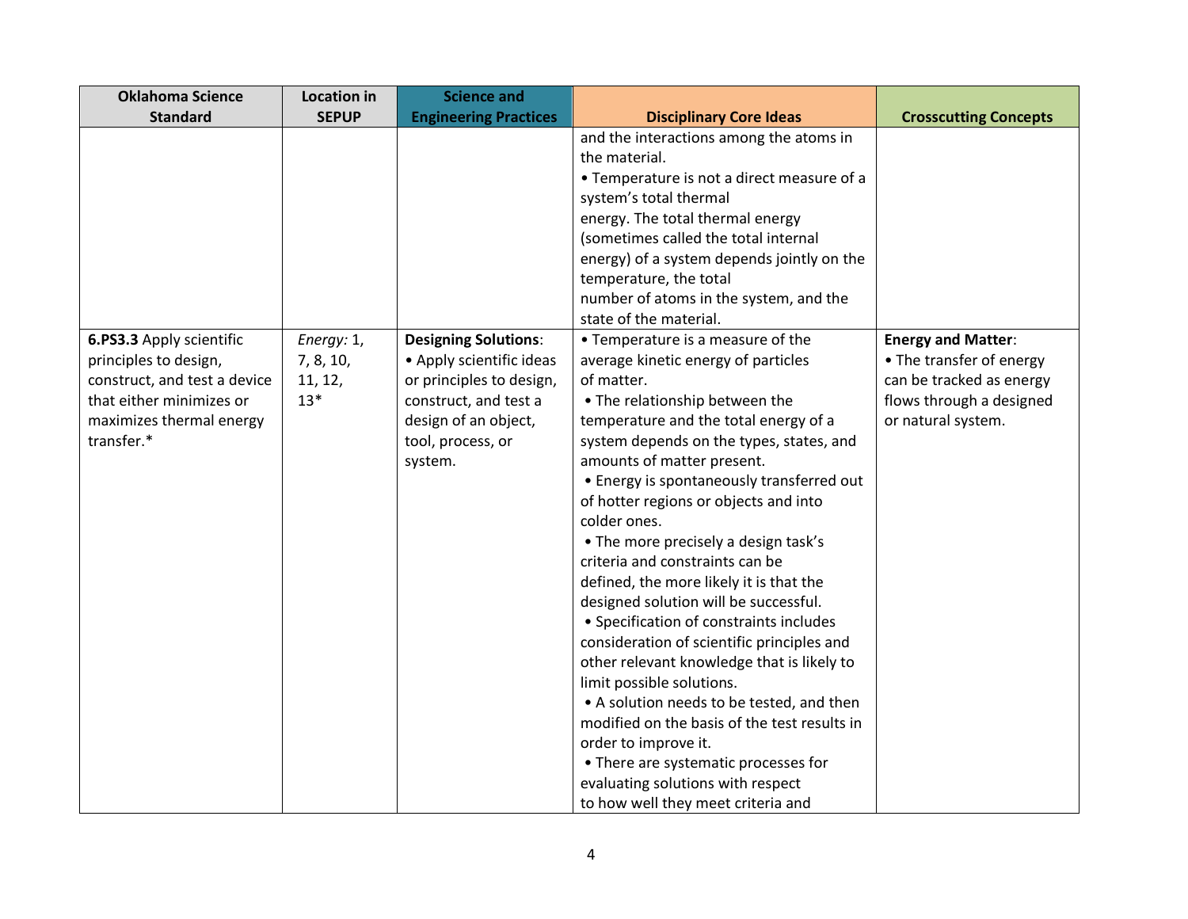| Oklahoma Science Standard | Location in SEPUP | Science and Engineering Practices | Disciplinary Core Ideas | Crosscutting Concepts |
|---|---|---|---|---|
| | | | and the interactions among the atoms in the material.<br>• Temperature is not a direct measure of a system's total thermal energy. The total thermal energy (sometimes called the total internal energy) of a system depends jointly on the temperature, the total number of atoms in the system, and the state of the material. | |
| **6.PS3.3** Apply scientific principles to design, construct, and test a device that either minimizes or maximizes thermal energy transfer.* | *Energy:* 1, 7, 8, 10, 11, 12, 13* | **Designing Solutions**:<br>• Apply scientific ideas or principles to design, construct, and test a design of an object, tool, process, or system. | • Temperature is a measure of the average kinetic energy of particles of matter.<br>• The relationship between the temperature and the total energy of a system depends on the types, states, and amounts of matter present.<br>• Energy is spontaneously transferred out of hotter regions or objects and into colder ones.<br>• The more precisely a design task's criteria and constraints can be defined, the more likely it is that the designed solution will be successful.<br>• Specification of constraints includes consideration of scientific principles and other relevant knowledge that is likely to limit possible solutions.<br>• A solution needs to be tested, and then modified on the basis of the test results in order to improve it.<br>• There are systematic processes for evaluating solutions with respect to how well they meet criteria and | **Energy and Matter**:<br>• The transfer of energy can be tracked as energy flows through a designed or natural system. |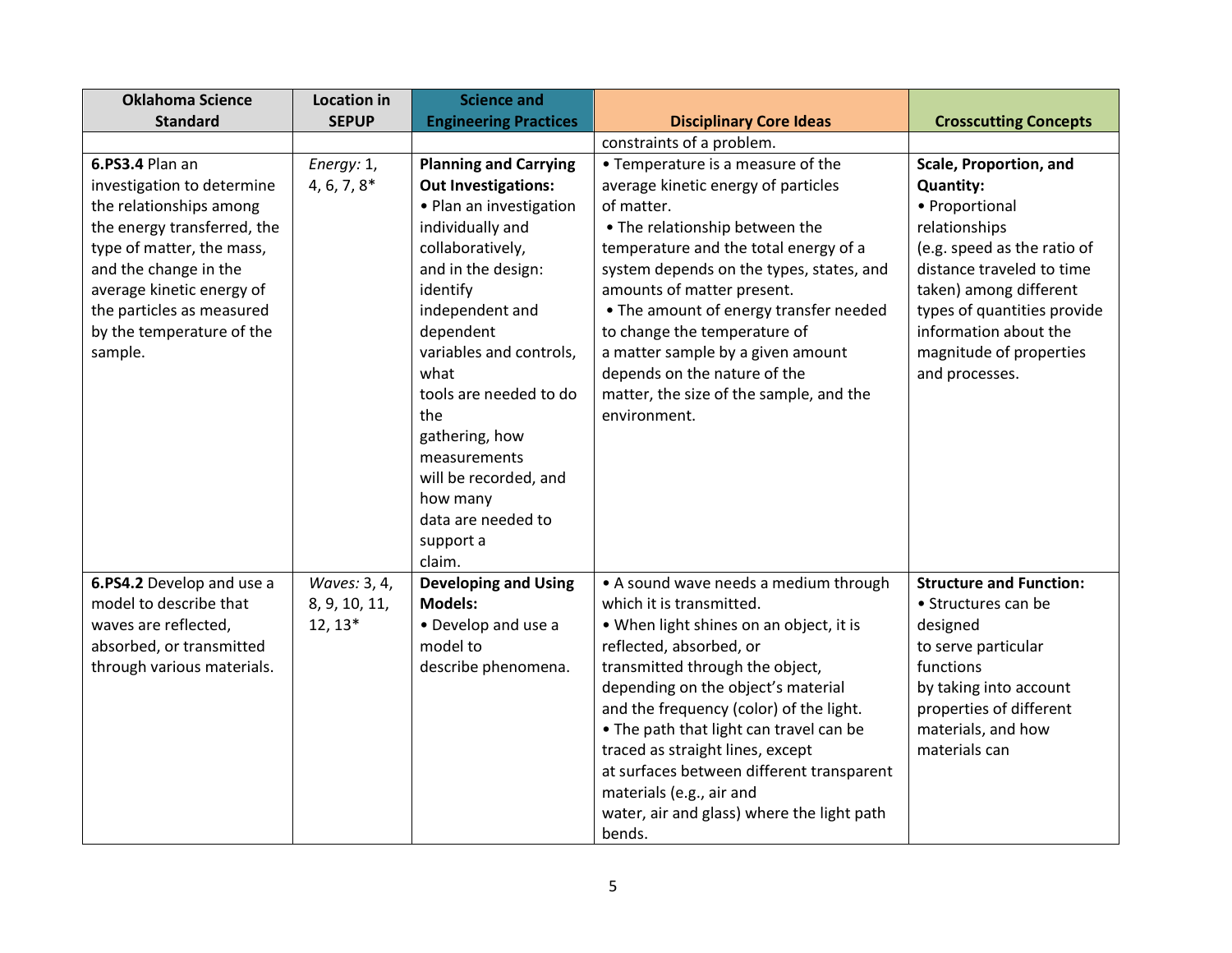| Oklahoma Science Standard | Location in SEPUP | Science and Engineering Practices | Disciplinary Core Ideas | Crosscutting Concepts |
|---|---|---|---|---|
| | | | constraints of a problem. | |
| **6.PS3.4** Plan an investigation to determine the relationships among the energy transferred, the type of matter, the mass, and the change in the average kinetic energy of the particles as measured by the temperature of the sample. | *Energy:* 1, 4, 6, 7, 8* | **Planning and Carrying Out Investigations:** • Plan an investigation individually and collaboratively, and in the design: identify independent and dependent variables and controls, what tools are needed to do the gathering, how measurements will be recorded, and how many data are needed to support a claim. | • Temperature is a measure of the average kinetic energy of particles of matter. • The relationship between the temperature and the total energy of a system depends on the types, states, and amounts of matter present. • The amount of energy transfer needed to change the temperature of a matter sample by a given amount depends on the nature of the matter, the size of the sample, and the environment. | **Scale, Proportion, and Quantity:** • Proportional relationships (e.g. speed as the ratio of distance traveled to time taken) among different types of quantities provide information about the magnitude of properties and processes. |
| **6.PS4.2** Develop and use a model to describe that waves are reflected, absorbed, or transmitted through various materials. | *Waves:* 3, 4, 8, 9, 10, 11, 12, 13* | **Developing and Using Models:** • Develop and use a model to describe phenomena. | • A sound wave needs a medium through which it is transmitted. • When light shines on an object, it is reflected, absorbed, or transmitted through the object, depending on the object's material and the frequency (color) of the light. • The path that light can travel can be traced as straight lines, except at surfaces between different transparent materials (e.g., air and water, air and glass) where the light path bends. | **Structure and Function:** • Structures can be designed to serve particular functions by taking into account properties of different materials, and how materials can |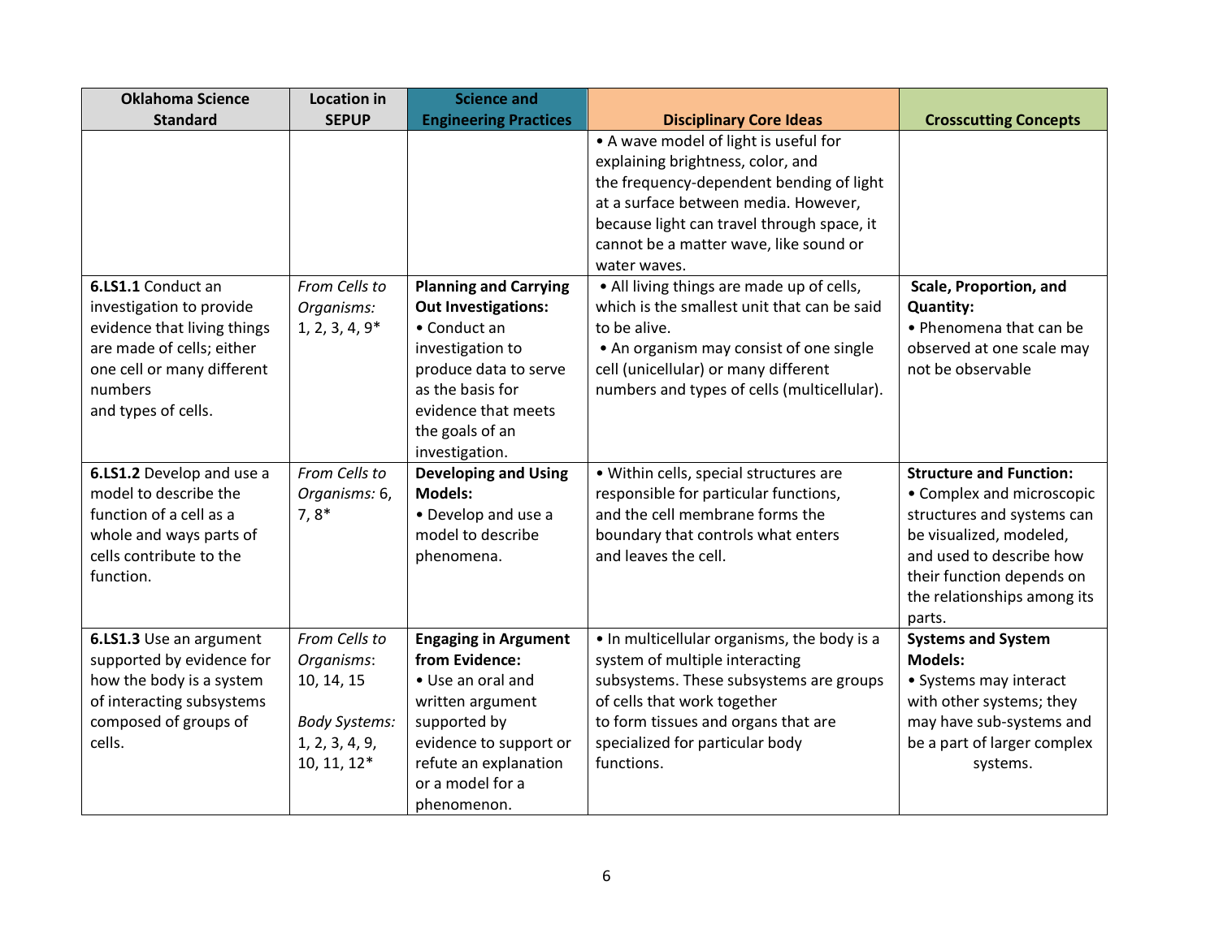| Oklahoma Science Standard | Location in SEPUP | Science and Engineering Practices | Disciplinary Core Ideas | Crosscutting Concepts |
|---|---|---|---|---|
| | | | • A wave model of light is useful for explaining brightness, color, and the frequency-dependent bending of light at a surface between media. However, because light can travel through space, it cannot be a matter wave, like sound or water waves. | |
| **6.LS1.1** Conduct an investigation to provide evidence that living things are made of cells; either one cell or many different numbers and types of cells. | *From Cells to Organisms:* 1, 2, 3, 4, 9* | **Planning and Carrying Out Investigations:** • Conduct an investigation to produce data to serve as the basis for evidence that meets the goals of an investigation. | • All living things are made up of cells, which is the smallest unit that can be said to be alive. • An organism may consist of one single cell (unicellular) or many different numbers and types of cells (multicellular). | **Scale, Proportion, and Quantity:** • Phenomena that can be observed at one scale may not be observable |
| **6.LS1.2** Develop and use a model to describe the function of a cell as a whole and ways parts of cells contribute to the function. | *From Cells to Organisms:* 6, 7, 8* | **Developing and Using Models:** • Develop and use a model to describe phenomena. | • Within cells, special structures are responsible for particular functions, and the cell membrane forms the boundary that controls what enters and leaves the cell. | **Structure and Function:** • Complex and microscopic structures and systems can be visualized, modeled, and used to describe how their function depends on the relationships among its parts. |
| **6.LS1.3** Use an argument supported by evidence for how the body is a system of interacting subsystems composed of groups of cells. | *From Cells to Organisms*: 10, 14, 15 *Body Systems:* 1, 2, 3, 4, 9, 10, 11, 12* | **Engaging in Argument from Evidence:** • Use an oral and written argument supported by evidence to support or refute an explanation or a model for a phenomenon. | • In multicellular organisms, the body is a system of multiple interacting subsystems. These subsystems are groups of cells that work together to form tissues and organs that are specialized for particular body functions. | **Systems and System Models:** • Systems may interact with other systems; they may have sub-systems and be a part of larger complex systems. |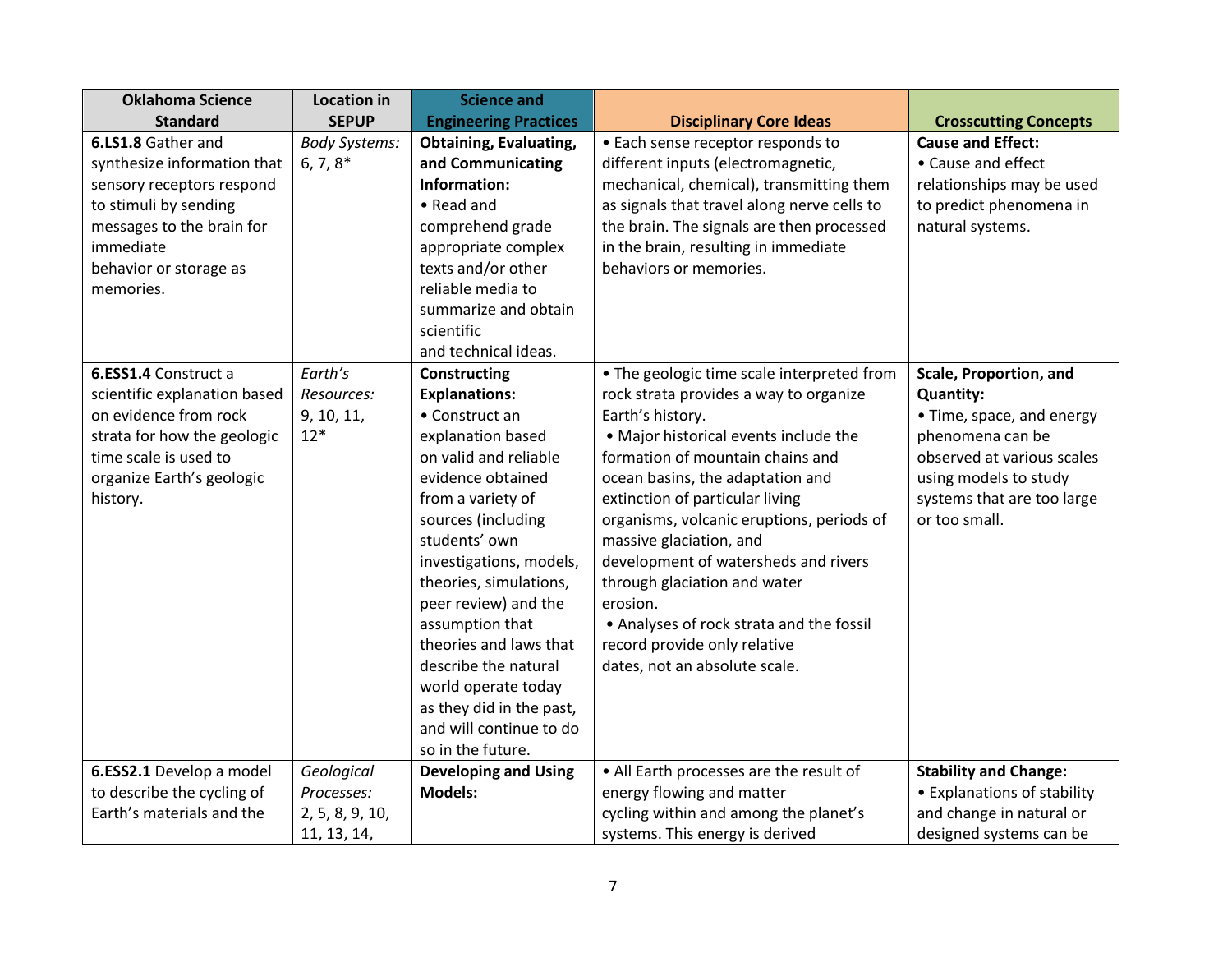| Oklahoma Science Standard | Location in SEPUP | Science and Engineering Practices | Disciplinary Core Ideas | Crosscutting Concepts |
|---|---|---|---|---|
| **6.LS1.8** Gather and synthesize information that sensory receptors respond to stimuli by sending messages to the brain for immediate behavior or storage as memories. | *Body Systems:* 6, 7, 8* | **Obtaining, Evaluating, and Communicating Information:** • Read and comprehend grade appropriate complex texts and/or other reliable media to summarize and obtain scientific and technical ideas. | • Each sense receptor responds to different inputs (electromagnetic, mechanical, chemical), transmitting them as signals that travel along nerve cells to the brain. The signals are then processed in the brain, resulting in immediate behaviors or memories. | **Cause and Effect:** • Cause and effect relationships may be used to predict phenomena in natural systems. |
| **6.ESS1.4** Construct a scientific explanation based on evidence from rock strata for how the geologic time scale is used to organize Earth's geologic history. | *Earth's Resources:* 9, 10, 11, 12* | **Constructing Explanations:** • Construct an explanation based on valid and reliable evidence obtained from a variety of sources (including students' own investigations, models, theories, simulations, peer review) and the assumption that theories and laws that describe the natural world operate today as they did in the past, and will continue to do so in the future. | • The geologic time scale interpreted from rock strata provides a way to organize Earth's history. • Major historical events include the formation of mountain chains and ocean basins, the adaptation and extinction of particular living organisms, volcanic eruptions, periods of massive glaciation, and development of watersheds and rivers through glaciation and water erosion. • Analyses of rock strata and the fossil record provide only relative dates, not an absolute scale. | **Scale, Proportion, and Quantity:** • Time, space, and energy phenomena can be observed at various scales using models to study systems that are too large or too small. |
| **6.ESS2.1** Develop a model to describe the cycling of Earth's materials and the | *Geological Processes:* 2, 5, 8, 9, 10, 11, 13, 14, | **Developing and Using Models:** | • All Earth processes are the result of energy flowing and matter cycling within and among the planet's systems. This energy is derived | **Stability and Change:** • Explanations of stability and change in natural or designed systems can be |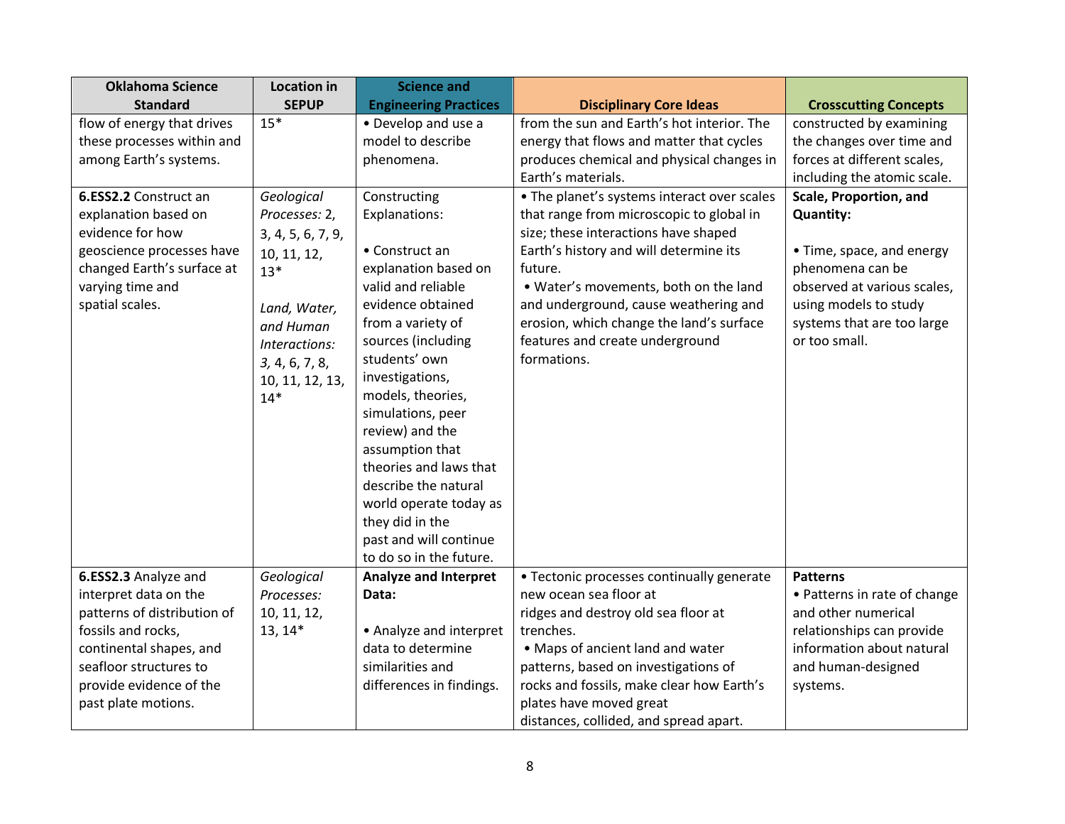| Oklahoma Science Standard | Location in SEPUP | Science and Engineering Practices | Disciplinary Core Ideas | Crosscutting Concepts |
|---|---|---|---|---|
| flow of energy that drives these processes within and among Earth's systems. | 15* | • Develop and use a model to describe phenomena. | from the sun and Earth's hot interior. The energy that flows and matter that cycles produces chemical and physical changes in Earth's materials. | constructed by examining the changes over time and forces at different scales, including the atomic scale. |
| **6.ESS2.2** Construct an explanation based on evidence for how geoscience processes have changed Earth's surface at varying time and spatial scales. | *Geological Processes:* 2, 3, 4, 5, 6, 7, 9, 10, 11, 12, 13*<br><br>*Land, Water, and Human Interactions:* *3,* 4, 6, 7, 8, 10, 11, 12, 13, 14* | Constructing Explanations:<br><br>• Construct an explanation based on valid and reliable evidence obtained from a variety of sources (including students' own investigations, models, theories, simulations, peer review) and the assumption that theories and laws that describe the natural world operate today as they did in the past and will continue to do so in the future. | • The planet's systems interact over scales that range from microscopic to global in size; these interactions have shaped Earth's history and will determine its future.<br>• Water's movements, both on the land and underground, cause weathering and erosion, which change the land's surface features and create underground formations. | **Scale, Proportion, and Quantity:**<br><br>• Time, space, and energy phenomena can be observed at various scales, using models to study systems that are too large or too small. |
| **6.ESS2.3** Analyze and interpret data on the patterns of distribution of fossils and rocks, continental shapes, and seafloor structures to provide evidence of the past plate motions. | *Geological Processes:* 10, 11, 12, 13, 14* | **Analyze and Interpret Data:**<br><br>• Analyze and interpret data to determine similarities and differences in findings. | • Tectonic processes continually generate new ocean sea floor at ridges and destroy old sea floor at trenches.<br>• Maps of ancient land and water patterns, based on investigations of rocks and fossils, make clear how Earth's plates have moved great distances, collided, and spread apart. | **Patterns**<br>• Patterns in rate of change and other numerical relationships can provide information about natural and human-designed systems. |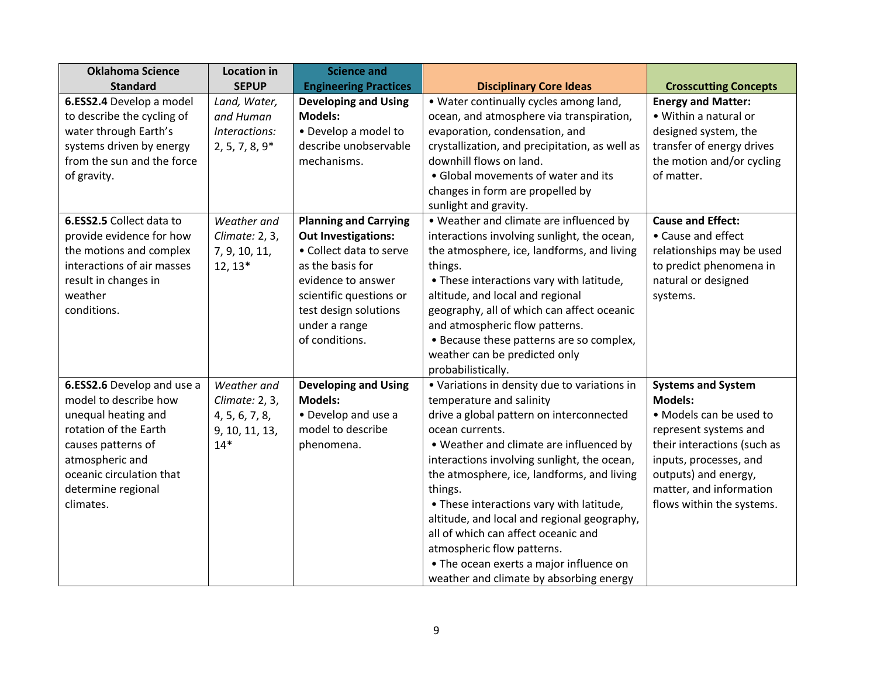| Oklahoma Science Standard | Location in SEPUP | Science and Engineering Practices | Disciplinary Core Ideas | Crosscutting Concepts |
|---|---|---|---|---|
| **6.ESS2.4** Develop a model to describe the cycling of water through Earth's systems driven by energy from the sun and the force of gravity. | *Land, Water, and Human Interactions:* 2, 5, 7, 8, 9* | **Developing and Using Models:** • Develop a model to describe unobservable mechanisms. | • Water continually cycles among land, ocean, and atmosphere via transpiration, evaporation, condensation, and crystallization, and precipitation, as well as downhill flows on land. • Global movements of water and its changes in form are propelled by sunlight and gravity. | **Energy and Matter:** • Within a natural or designed system, the transfer of energy drives the motion and/or cycling of matter. |
| **6.ESS2.5** Collect data to provide evidence for how the motions and complex interactions of air masses result in changes in weather conditions. | *Weather and Climate:* 2, 3, 7, 9, 10, 11, 12, 13* | **Planning and Carrying Out Investigations:** • Collect data to serve as the basis for evidence to answer scientific questions or test design solutions under a range of conditions. | • Weather and climate are influenced by interactions involving sunlight, the ocean, the atmosphere, ice, landforms, and living things. • These interactions vary with latitude, altitude, and local and regional geography, all of which can affect oceanic and atmospheric flow patterns. • Because these patterns are so complex, weather can be predicted only probabilistically. | **Cause and Effect:** • Cause and effect relationships may be used to predict phenomena in natural or designed systems. |
| **6.ESS2.6** Develop and use a model to describe how unequal heating and rotation of the Earth causes patterns of atmospheric and oceanic circulation that determine regional climates. | *Weather and Climate:* 2, 3, 4, 5, 6, 7, 8, 9, 10, 11, 13, 14* | **Developing and Using Models:** • Develop and use a model to describe phenomena. | • Variations in density due to variations in temperature and salinity drive a global pattern on interconnected ocean currents. • Weather and climate are influenced by interactions involving sunlight, the ocean, the atmosphere, ice, landforms, and living things. • These interactions vary with latitude, altitude, and local and regional geography, all of which can affect oceanic and atmospheric flow patterns. • The ocean exerts a major influence on weather and climate by absorbing energy | **Systems and System Models:** • Models can be used to represent systems and their interactions (such as inputs, processes, and outputs) and energy, matter, and information flows within the systems. |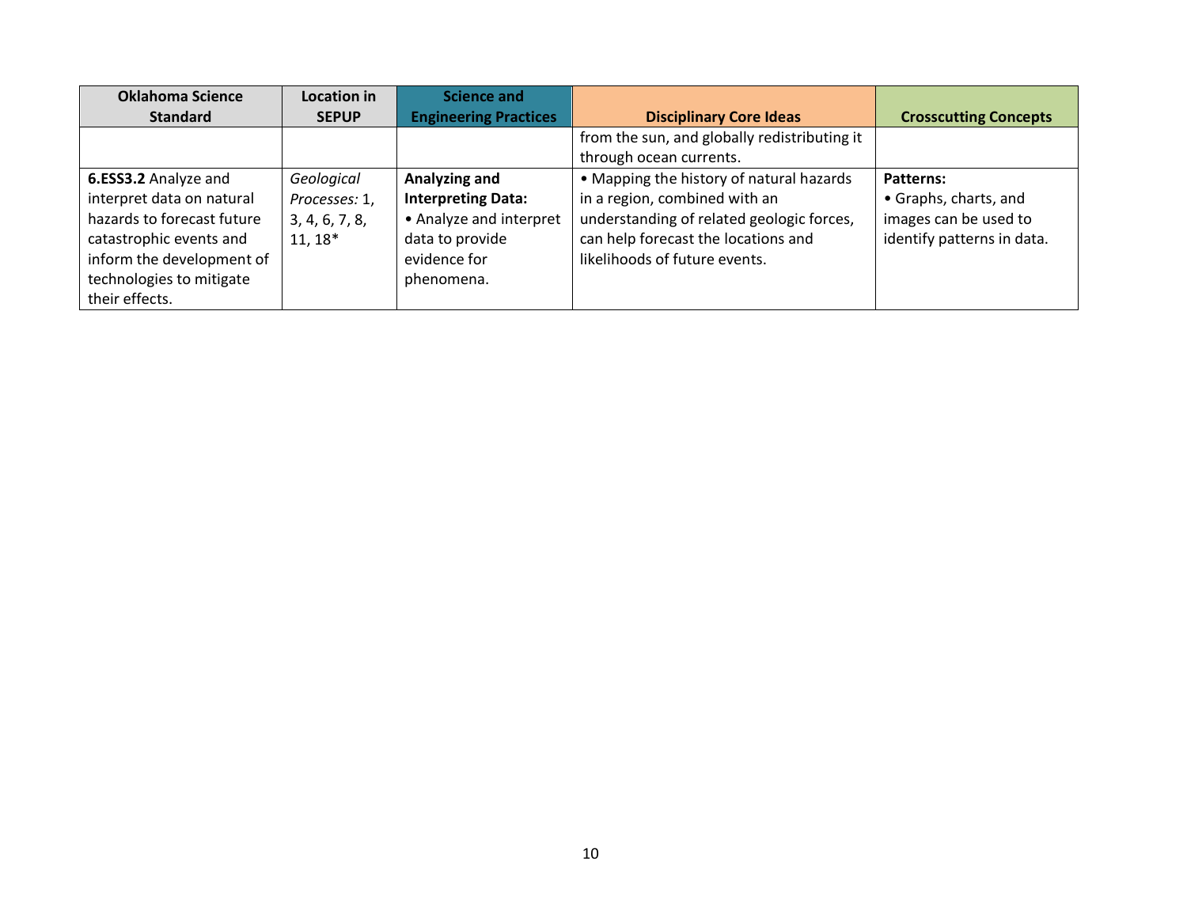| Oklahoma Science Standard | Location in SEPUP | Science and Engineering Practices | Disciplinary Core Ideas | Crosscutting Concepts |
|---|---|---|---|---|
| | | | from the sun, and globally redistributing it through ocean currents. | |
| **6.ESS3.2** Analyze and interpret data on natural hazards to forecast future catastrophic events and inform the development of technologies to mitigate their effects. | *Geological Processes:* 1, 3, 4, 6, 7, 8, 11, 18* | **Analyzing and Interpreting Data:** • Analyze and interpret data to provide evidence for phenomena. | • Mapping the history of natural hazards in a region, combined with an understanding of related geologic forces, can help forecast the locations and likelihoods of future events. | **Patterns:** • Graphs, charts, and images can be used to identify patterns in data. |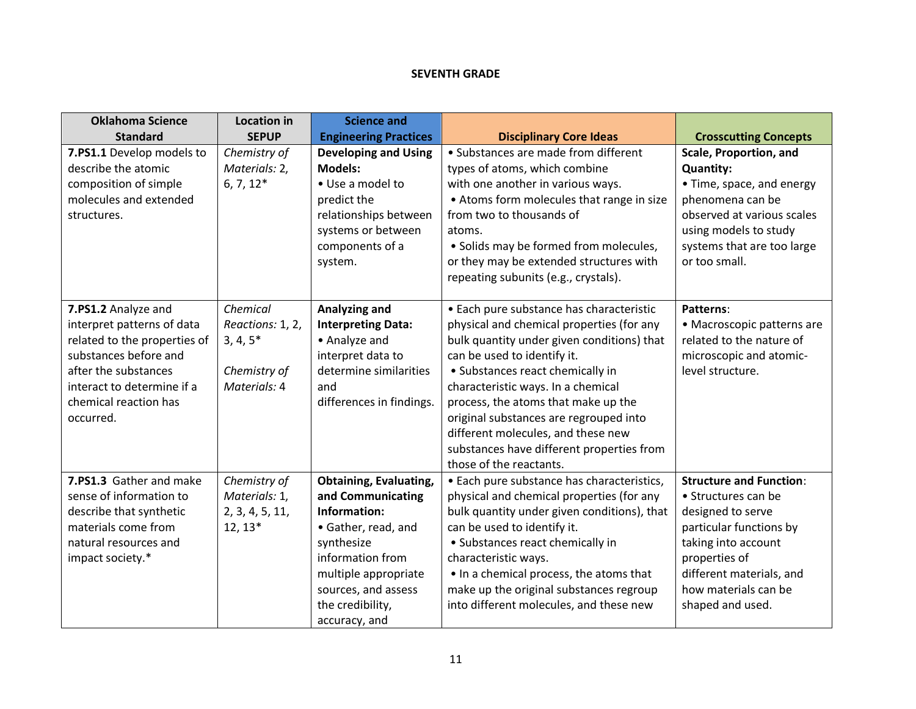## SEVENTH GRADE

| Oklahoma Science Standard | Location in SEPUP | Science and Engineering Practices | Disciplinary Core Ideas | Crosscutting Concepts |
|---|---|---|---|---|
| **7.PS1.1** Develop models to describe the atomic composition of simple molecules and extended structures. | *Chemistry of Materials:* 2, 6, 7, 12* | **Developing and Using Models:**<br>• Use a model to predict the relationships between systems or between components of a system. | • Substances are made from different types of atoms, which combine with one another in various ways.<br>• Atoms form molecules that range in size from two to thousands of atoms.<br>• Solids may be formed from molecules, or they may be extended structures with repeating subunits (e.g., crystals). | **Scale, Proportion, and Quantity:**<br>• Time, space, and energy phenomena can be observed at various scales using models to study systems that are too large or too small. |
| **7.PS1.2** Analyze and interpret patterns of data related to the properties of substances before and after the substances interact to determine if a chemical reaction has occurred. | *Chemical Reactions:* 1, 2, 3, 4, 5*<br><br>*Chemistry of Materials:* 4 | **Analyzing and Interpreting Data:**<br>• Analyze and interpret data to determine similarities and differences in findings. | • Each pure substance has characteristic physical and chemical properties (for any bulk quantity under given conditions) that can be used to identify it.<br>• Substances react chemically in characteristic ways. In a chemical process, the atoms that make up the original substances are regrouped into different molecules, and these new substances have different properties from those of the reactants. | **Patterns**:<br>• Macroscopic patterns are related to the nature of microscopic and atomic-level structure. |
| **7.PS1.3** Gather and make sense of information to describe that synthetic materials come from natural resources and impact society.* | *Chemistry of Materials:* 1, 2, 3, 4, 5, 11, 12, 13* | **Obtaining, Evaluating, and Communicating Information:**<br>• Gather, read, and synthesize information from multiple appropriate sources, and assess the credibility, accuracy, and | • Each pure substance has characteristics, physical and chemical properties (for any bulk quantity under given conditions), that can be used to identify it.<br>• Substances react chemically in characteristic ways.<br>• In a chemical process, the atoms that make up the original substances regroup into different molecules, and these new | **Structure and Function**:<br>• Structures can be designed to serve particular functions by taking into account properties of different materials, and how materials can be shaped and used. |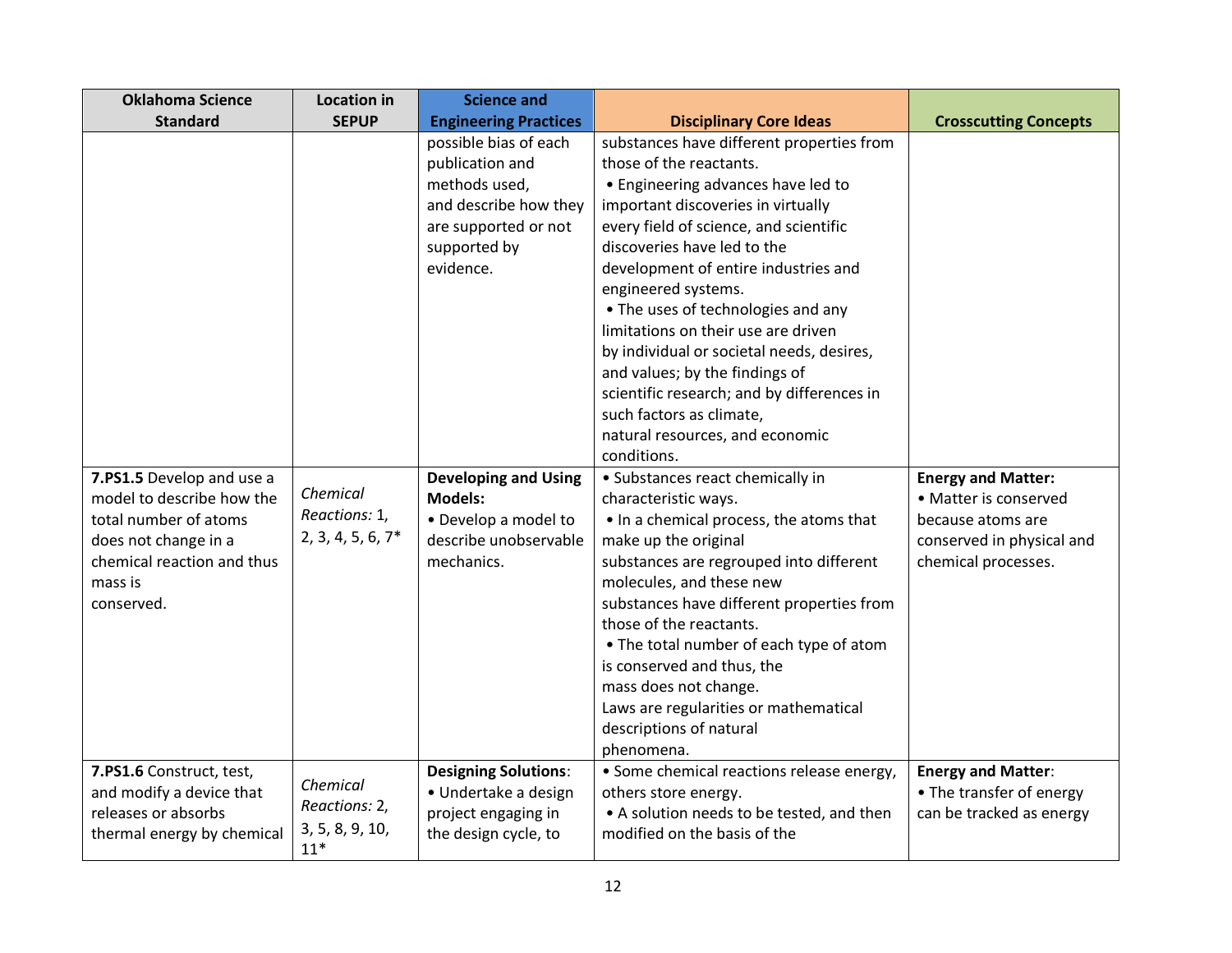| Oklahoma Science Standard | Location in SEPUP | Science and Engineering Practices | Disciplinary Core Ideas | Crosscutting Concepts |
|---|---|---|---|---|
| | | possible bias of each publication and methods used, and describe how they are supported or not supported by evidence. | substances have different properties from those of the reactants. <br>• Engineering advances have led to important discoveries in virtually every field of science, and scientific discoveries have led to the development of entire industries and engineered systems. <br>• The uses of technologies and any limitations on their use are driven by individual or societal needs, desires, and values; by the findings of scientific research; and by differences in such factors as climate, natural resources, and economic conditions. | |
| **7.PS1.5** Develop and use a model to describe how the total number of atoms does not change in a chemical reaction and thus mass is conserved. | *Chemical Reactions:* 1, 2, 3, 4, 5, 6, 7* | **Developing and Using Models:** <br>• Develop a model to describe unobservable mechanics. | • Substances react chemically in characteristic ways. <br>• In a chemical process, the atoms that make up the original substances are regrouped into different molecules, and these new substances have different properties from those of the reactants. <br>• The total number of each type of atom is conserved and thus, the mass does not change. <br>Laws are regularities or mathematical descriptions of natural phenomena. | **Energy and Matter:** <br>• Matter is conserved because atoms are conserved in physical and chemical processes. |
| **7.PS1.6** Construct, test, and modify a device that releases or absorbs thermal energy by chemical | *Chemical Reactions:* 2, 3, 5, 8, 9, 10, 11* | **Designing Solutions**: <br>• Undertake a design project engaging in the design cycle, to | • Some chemical reactions release energy, others store energy. <br>• A solution needs to be tested, and then modified on the basis of the | **Energy and Matter**: <br>• The transfer of energy can be tracked as energy |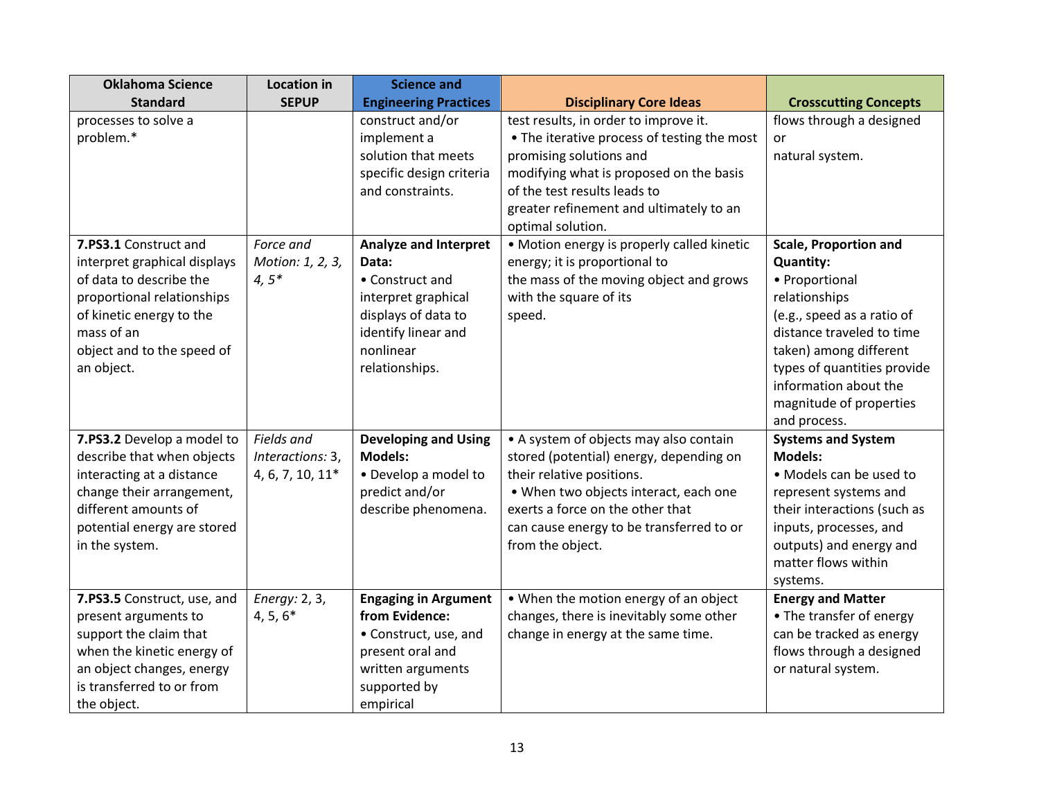| Oklahoma Science Standard | Location in SEPUP | Science and Engineering Practices | Disciplinary Core Ideas | Crosscutting Concepts |
|---|---|---|---|---|
| processes to solve a problem.* | | construct and/or implement a solution that meets specific design criteria and constraints. | test results, in order to improve it. • The iterative process of testing the most promising solutions and modifying what is proposed on the basis of the test results leads to greater refinement and ultimately to an optimal solution. | flows through a designed or natural system. |
| **7.PS3.1** Construct and interpret graphical displays of data to describe the proportional relationships of kinetic energy to the mass of an object and to the speed of an object. | *Force and Motion: 1, 2, 3, 4, 5** | **Analyze and Interpret Data:** • Construct and interpret graphical displays of data to identify linear and nonlinear relationships. | • Motion energy is properly called kinetic energy; it is proportional to the mass of the moving object and grows with the square of its speed. | **Scale, Proportion and Quantity:** • Proportional relationships (e.g., speed as a ratio of distance traveled to time taken) among different types of quantities provide information about the magnitude of properties and process. |
| **7.PS3.2** Develop a model to describe that when objects interacting at a distance change their arrangement, different amounts of potential energy are stored in the system. | *Fields and Interactions:* 3, 4, 6, 7, 10, 11* | **Developing and Using Models:** • Develop a model to predict and/or describe phenomena. | • A system of objects may also contain stored (potential) energy, depending on their relative positions. • When two objects interact, each one exerts a force on the other that can cause energy to be transferred to or from the object. | **Systems and System Models:** • Models can be used to represent systems and their interactions (such as inputs, processes, and outputs) and energy and matter flows within systems. |
| **7.PS3.5** Construct, use, and present arguments to support the claim that when the kinetic energy of an object changes, energy is transferred to or from the object. | *Energy:* 2, 3, 4, 5, 6* | **Engaging in Argument from Evidence:** • Construct, use, and present oral and written arguments supported by empirical | • When the motion energy of an object changes, there is inevitably some other change in energy at the same time. | **Energy and Matter** • The transfer of energy can be tracked as energy flows through a designed or natural system. |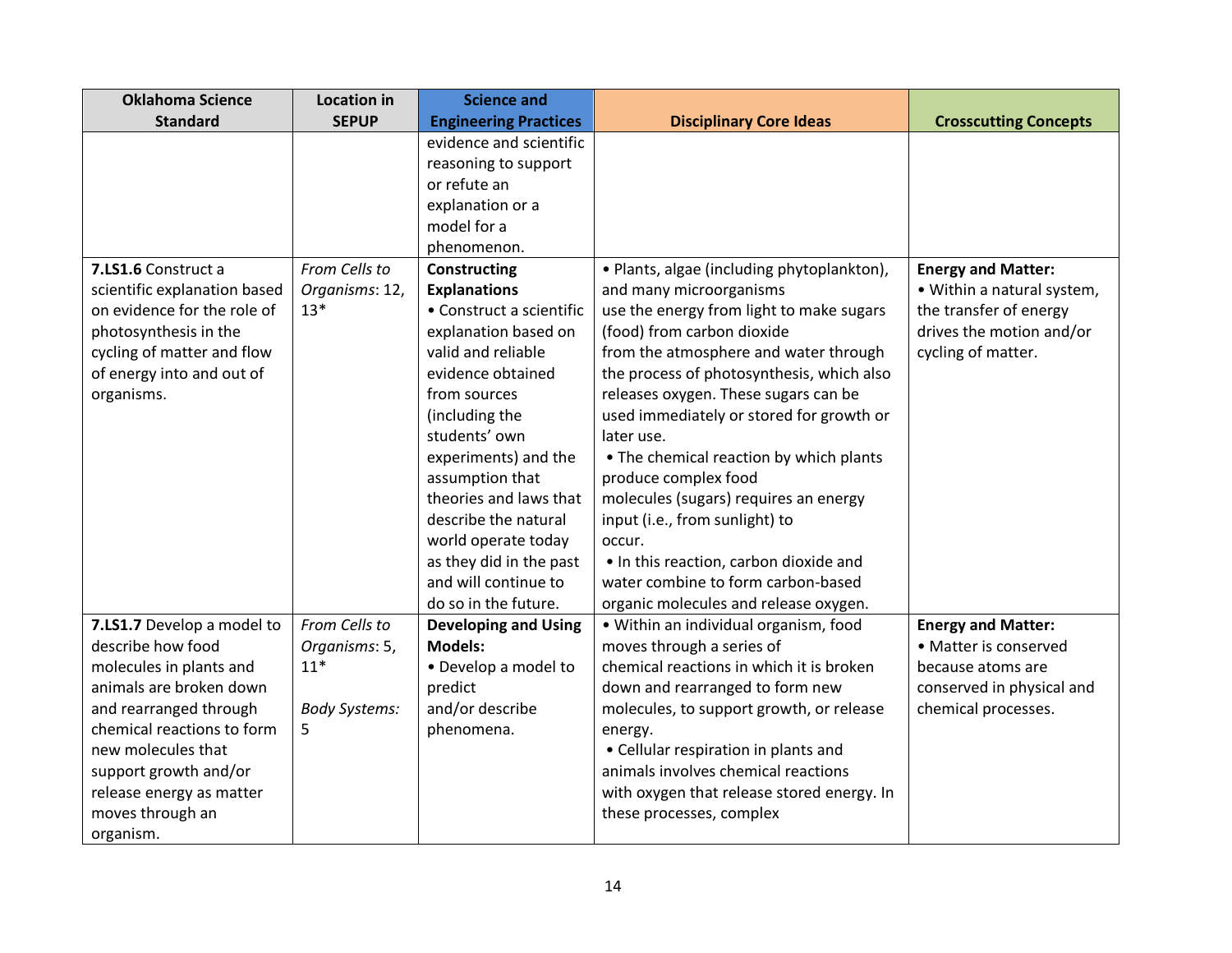| Oklahoma Science Standard | Location in SEPUP | Science and Engineering Practices | Disciplinary Core Ideas | Crosscutting Concepts |
|---|---|---|---|---|
| | | evidence and scientific reasoning to support or refute an explanation or a model for a phenomenon. | | |
| **7.LS1.6** Construct a scientific explanation based on evidence for the role of photosynthesis in the cycling of matter and flow of energy into and out of organisms. | *From Cells to Organisms*: 12, 13* | **Constructing Explanations**<br>• Construct a scientific explanation based on valid and reliable evidence obtained from sources (including the students' own experiments) and the assumption that theories and laws that describe the natural world operate today as they did in the past and will continue to do so in the future. | • Plants, algae (including phytoplankton), and many microorganisms use the energy from light to make sugars (food) from carbon dioxide from the atmosphere and water through the process of photosynthesis, which also releases oxygen. These sugars can be used immediately or stored for growth or later use.<br>• The chemical reaction by which plants produce complex food molecules (sugars) requires an energy input (i.e., from sunlight) to occur.<br>• In this reaction, carbon dioxide and water combine to form carbon-based organic molecules and release oxygen. | **Energy and Matter:**<br>• Within a natural system, the transfer of energy drives the motion and/or cycling of matter. |
| **7.LS1.7** Develop a model to describe how food molecules in plants and animals are broken down and rearranged through chemical reactions to form new molecules that support growth and/or release energy as matter moves through an organism. | *From Cells to Organisms*: 5, 11*<br><br>*Body Systems:* 5 | **Developing and Using Models:**<br>• Develop a model to predict and/or describe phenomena. | • Within an individual organism, food moves through a series of chemical reactions in which it is broken down and rearranged to form new molecules, to support growth, or release energy.<br>• Cellular respiration in plants and animals involves chemical reactions with oxygen that release stored energy. In these processes, complex | **Energy and Matter:**<br>• Matter is conserved because atoms are conserved in physical and chemical processes. |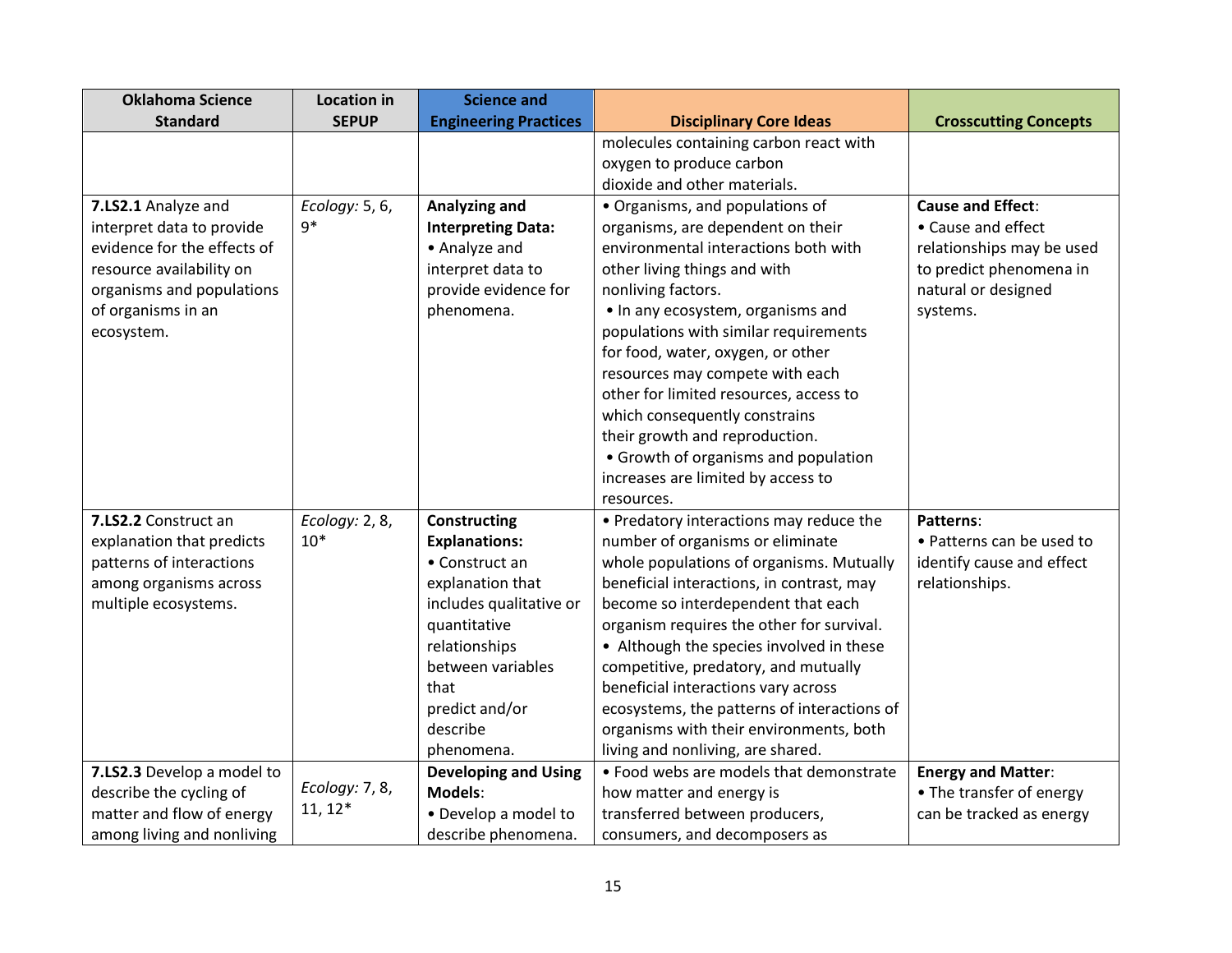| Oklahoma Science Standard | Location in SEPUP | Science and Engineering Practices | Disciplinary Core Ideas | Crosscutting Concepts |
|---|---|---|---|---|
| | | | molecules containing carbon react with oxygen to produce carbon dioxide and other materials. | |
| **7.LS2.1** Analyze and interpret data to provide evidence for the effects of resource availability on organisms and populations of organisms in an ecosystem. | *Ecology:* 5, 6, 9* | **Analyzing and Interpreting Data:**<br>• Analyze and interpret data to provide evidence for phenomena. | • Organisms, and populations of organisms, are dependent on their environmental interactions both with other living things and with nonliving factors.<br>• In any ecosystem, organisms and populations with similar requirements for food, water, oxygen, or other resources may compete with each other for limited resources, access to which consequently constrains their growth and reproduction.<br>• Growth of organisms and population increases are limited by access to resources. | **Cause and Effect**:<br>• Cause and effect relationships may be used to predict phenomena in natural or designed systems. |
| **7.LS2.2** Construct an explanation that predicts patterns of interactions among organisms across multiple ecosystems. | *Ecology:* 2, 8, 10* | **Constructing Explanations:**<br>• Construct an explanation that includes qualitative or quantitative relationships between variables that predict and/or describe phenomena. | • Predatory interactions may reduce the number of organisms or eliminate whole populations of organisms. Mutually beneficial interactions, in contrast, may become so interdependent that each organism requires the other for survival.<br>• Although the species involved in these competitive, predatory, and mutually beneficial interactions vary across ecosystems, the patterns of interactions of organisms with their environments, both living and nonliving, are shared. | **Patterns**:<br>• Patterns can be used to identify cause and effect relationships. |
| **7.LS2.3** Develop a model to describe the cycling of matter and flow of energy among living and nonliving | *Ecology:* 7, 8, 11, 12* | **Developing and Using Models**:<br>• Develop a model to describe phenomena. | • Food webs are models that demonstrate how matter and energy is transferred between producers, consumers, and decomposers as | **Energy and Matter**:<br>• The transfer of energy can be tracked as energy |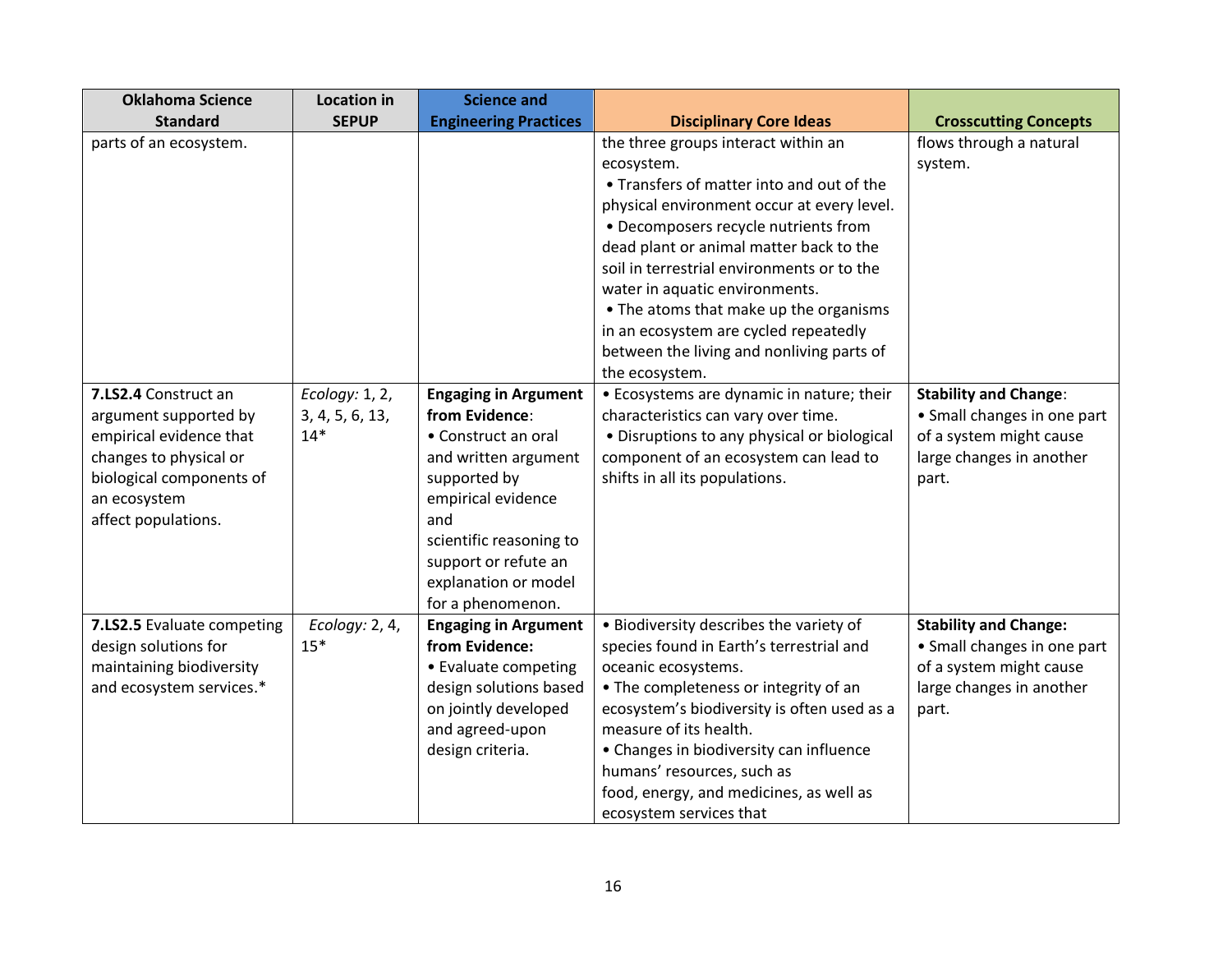| Oklahoma Science Standard | Location in SEPUP | Science and Engineering Practices | Disciplinary Core Ideas | Crosscutting Concepts |
|---|---|---|---|---|
| parts of an ecosystem. | | | the three groups interact within an ecosystem. <br> • Transfers of matter into and out of the physical environment occur at every level. <br> • Decomposers recycle nutrients from dead plant or animal matter back to the soil in terrestrial environments or to the water in aquatic environments. <br> • The atoms that make up the organisms in an ecosystem are cycled repeatedly between the living and nonliving parts of the ecosystem. | flows through a natural system. |
| **7.LS2.4** Construct an argument supported by empirical evidence that changes to physical or biological components of an ecosystem affect populations. | *Ecology:* 1, 2, 3, 4, 5, 6, 13, 14* | **Engaging in Argument from Evidence**: <br> • Construct an oral and written argument supported by empirical evidence and scientific reasoning to support or refute an explanation or model for a phenomenon. | • Ecosystems are dynamic in nature; their characteristics can vary over time. <br> • Disruptions to any physical or biological component of an ecosystem can lead to shifts in all its populations. | **Stability and Change**: <br> • Small changes in one part of a system might cause large changes in another part. |
| **7.LS2.5** Evaluate competing design solutions for maintaining biodiversity and ecosystem services.* | *Ecology:* 2, 4, 15* | **Engaging in Argument from Evidence:** <br> • Evaluate competing design solutions based on jointly developed and agreed-upon design criteria. | • Biodiversity describes the variety of species found in Earth's terrestrial and oceanic ecosystems. <br> • The completeness or integrity of an ecosystem's biodiversity is often used as a measure of its health. <br> • Changes in biodiversity can influence humans' resources, such as food, energy, and medicines, as well as ecosystem services that | **Stability and Change:** <br> • Small changes in one part of a system might cause large changes in another part. |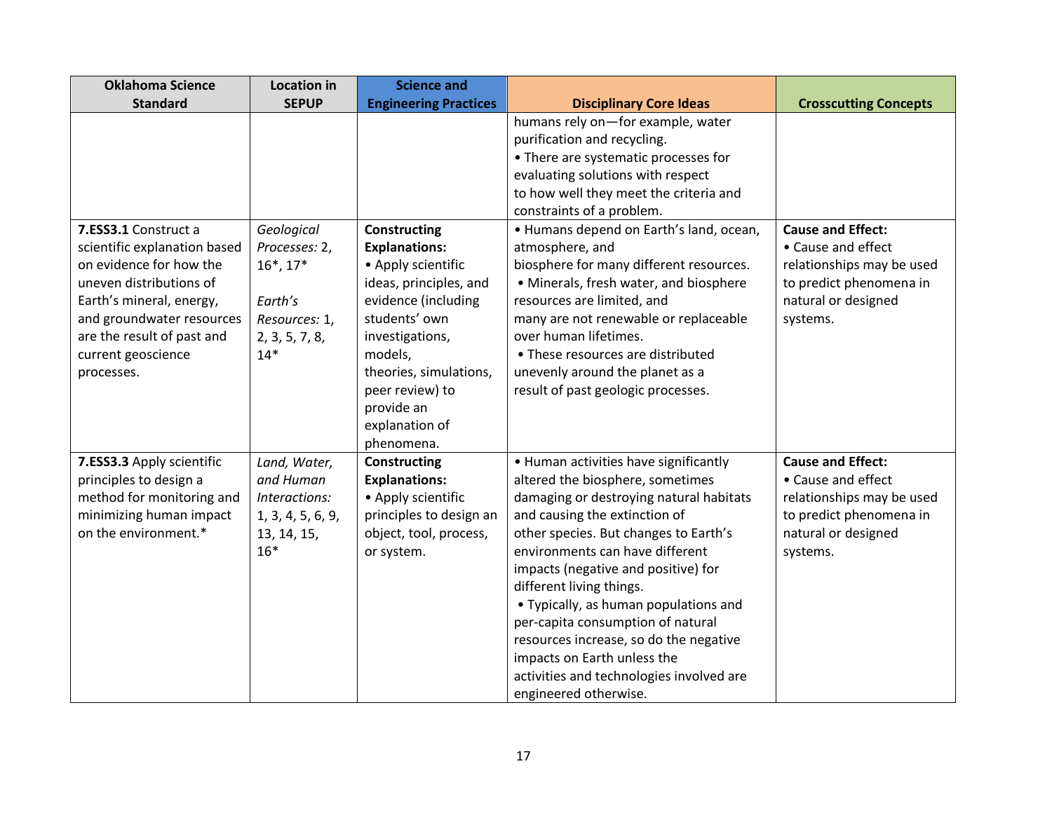| Oklahoma Science Standard | Location in SEPUP | Science and Engineering Practices | Disciplinary Core Ideas | Crosscutting Concepts |
|---|---|---|---|---|
| | | | humans rely on—for example, water purification and recycling.<br>• There are systematic processes for evaluating solutions with respect to how well they meet the criteria and constraints of a problem. | |
| **7.ESS3.1** Construct a scientific explanation based on evidence for how the uneven distributions of Earth's mineral, energy, and groundwater resources are the result of past and current geoscience processes. | *Geological Processes:* 2, 16*, 17*<br><br>*Earth's Resources:* 1, 2, 3, 5, 7, 8, 14* | **Constructing Explanations:**<br>• Apply scientific ideas, principles, and evidence (including students' own investigations, models, theories, simulations, peer review) to provide an explanation of phenomena. | • Humans depend on Earth's land, ocean, atmosphere, and biosphere for many different resources.<br>• Minerals, fresh water, and biosphere resources are limited, and many are not renewable or replaceable over human lifetimes.<br>• These resources are distributed unevenly around the planet as a result of past geologic processes. | **Cause and Effect:**<br>• Cause and effect relationships may be used to predict phenomena in natural or designed systems. |
| **7.ESS3.3** Apply scientific principles to design a method for monitoring and minimizing human impact on the environment.* | *Land, Water, and Human Interactions:* 1, 3, 4, 5, 6, 9, 13, 14, 15, 16* | **Constructing Explanations:**<br>• Apply scientific principles to design an object, tool, process, or system. | • Human activities have significantly altered the biosphere, sometimes damaging or destroying natural habitats and causing the extinction of other species. But changes to Earth's environments can have different impacts (negative and positive) for different living things.<br>• Typically, as human populations and per-capita consumption of natural resources increase, so do the negative impacts on Earth unless the activities and technologies involved are engineered otherwise. | **Cause and Effect:**<br>• Cause and effect relationships may be used to predict phenomena in natural or designed systems. |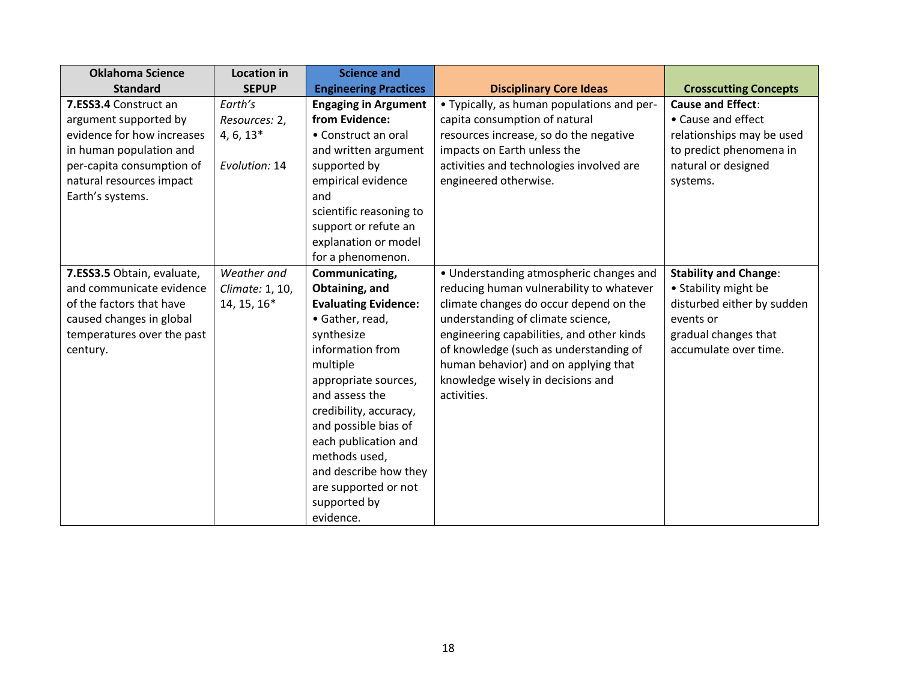| Oklahoma Science Standard | Location in SEPUP | Science and Engineering Practices | Disciplinary Core Ideas | Crosscutting Concepts |
|---|---|---|---|---|
| **7.ESS3.4** Construct an argument supported by evidence for how increases in human population and per-capita consumption of natural resources impact Earth's systems. | *Earth's Resources:* 2, 4, 6, 13*<br><br>*Evolution:* 14 | **Engaging in Argument from Evidence:**<br>• Construct an oral and written argument supported by empirical evidence and scientific reasoning to support or refute an explanation or model for a phenomenon. | • Typically, as human populations and per-capita consumption of natural resources increase, so do the negative impacts on Earth unless the activities and technologies involved are engineered otherwise. | **Cause and Effect**:<br>• Cause and effect relationships may be used to predict phenomena in natural or designed systems. |
| **7.ESS3.5** Obtain, evaluate, and communicate evidence of the factors that have caused changes in global temperatures over the past century. | *Weather and Climate:* 1, 10, 14, 15, 16* | **Communicating, Obtaining, and Evaluating Evidence:**<br>• Gather, read, synthesize information from multiple appropriate sources, and assess the credibility, accuracy, and possible bias of each publication and methods used, and describe how they are supported or not supported by evidence. | • Understanding atmospheric changes and reducing human vulnerability to whatever climate changes do occur depend on the understanding of climate science, engineering capabilities, and other kinds of knowledge (such as understanding of human behavior) and on applying that knowledge wisely in decisions and activities. | **Stability and Change**:<br>• Stability might be disturbed either by sudden events or gradual changes that accumulate over time. |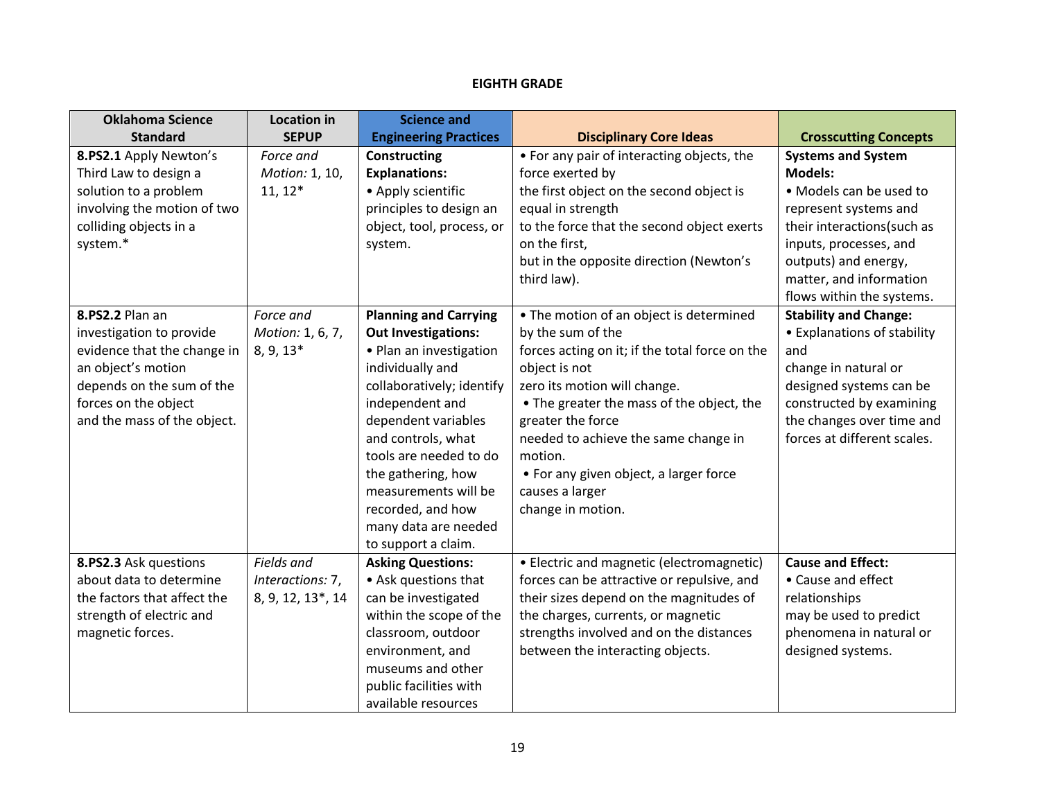**EIGHTH GRADE**

| Oklahoma Science Standard | Location in SEPUP | Science and Engineering Practices | Disciplinary Core Ideas | Crosscutting Concepts |
|---|---|---|---|---|
| **8.PS2.1** Apply Newton's Third Law to design a solution to a problem involving the motion of two colliding objects in a system.* | *Force and Motion:* 1, 10, 11, 12* | **Constructing Explanations:**<br>• Apply scientific principles to design an object, tool, process, or system. | • For any pair of interacting objects, the force exerted by the first object on the second object is equal in strength to the force that the second object exerts on the first, but in the opposite direction (Newton's third law). | **Systems and System Models:**<br>• Models can be used to represent systems and their interactions(such as inputs, processes, and outputs) and energy, matter, and information flows within the systems. |
| **8.PS2.2** Plan an investigation to provide evidence that the change in an object's motion depends on the sum of the forces on the object and the mass of the object. | *Force and Motion:* 1, 6, 7, 8, 9, 13* | **Planning and Carrying Out Investigations:**<br>• Plan an investigation individually and collaboratively; identify independent and dependent variables and controls, what tools are needed to do the gathering, how measurements will be recorded, and how many data are needed to support a claim. | • The motion of an object is determined by the sum of the forces acting on it; if the total force on the object is not zero its motion will change.<br>• The greater the mass of the object, the greater the force needed to achieve the same change in motion.<br>• For any given object, a larger force causes a larger change in motion. | **Stability and Change:**<br>• Explanations of stability and change in natural or designed systems can be constructed by examining the changes over time and forces at different scales. |
| **8.PS2.3** Ask questions about data to determine the factors that affect the strength of electric and magnetic forces. | *Fields and Interactions:* 7, 8, 9, 12, 13*, 14 | **Asking Questions:**<br>• Ask questions that can be investigated within the scope of the classroom, outdoor environment, and museums and other public facilities with available resources | • Electric and magnetic (electromagnetic) forces can be attractive or repulsive, and their sizes depend on the magnitudes of the charges, currents, or magnetic strengths involved and on the distances between the interacting objects. | **Cause and Effect:**<br>• Cause and effect relationships may be used to predict phenomena in natural or designed systems. |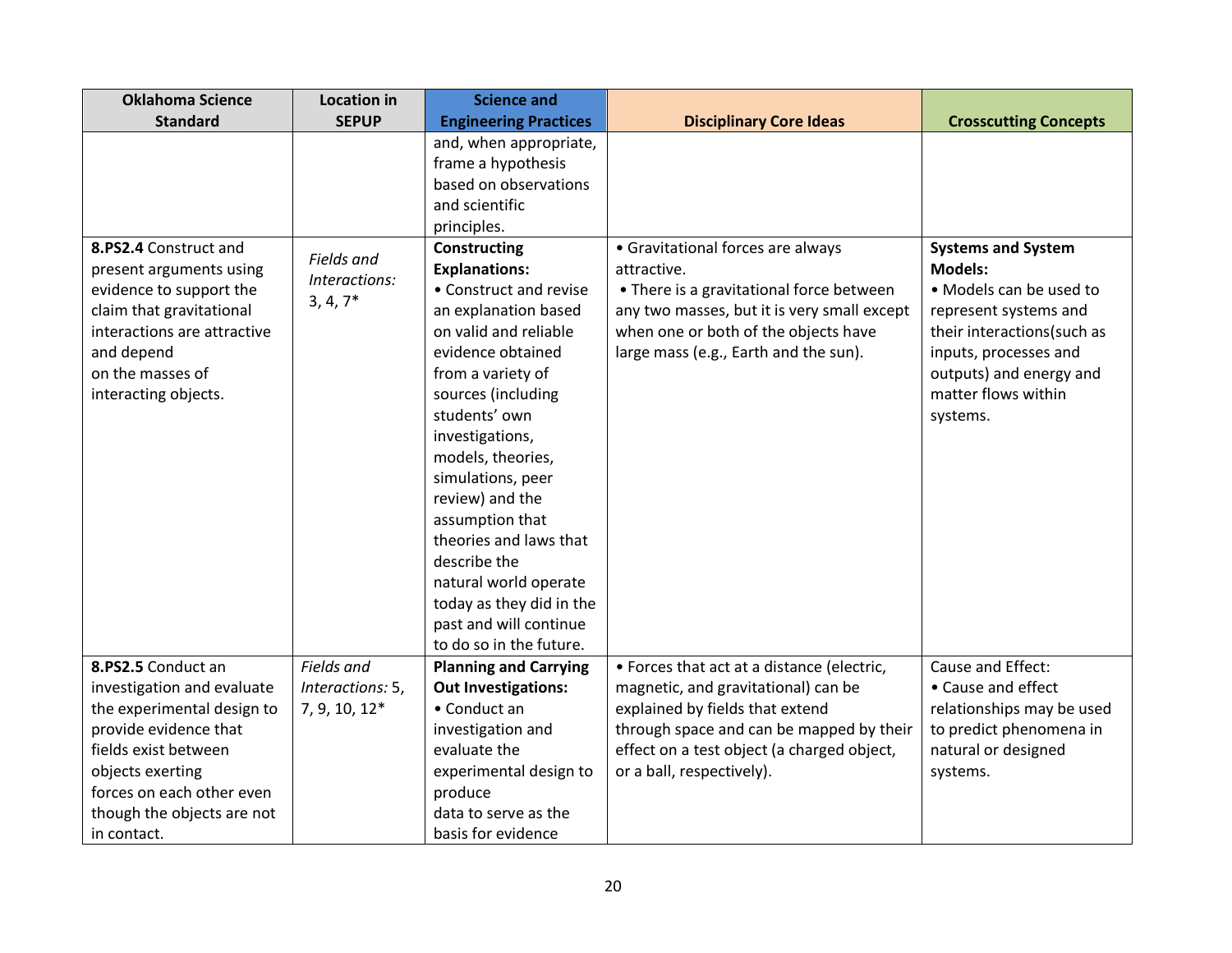| Oklahoma Science Standard | Location in SEPUP | Science and Engineering Practices | Disciplinary Core Ideas | Crosscutting Concepts |
|---|---|---|---|---|
| | | and, when appropriate, frame a hypothesis based on observations and scientific principles. | | |
| **8.PS2.4** Construct and present arguments using evidence to support the claim that gravitational interactions are attractive and depend on the masses of interacting objects. | *Fields and Interactions:* 3, 4, 7* | **Constructing Explanations:** • Construct and revise an explanation based on valid and reliable evidence obtained from a variety of sources (including students' own investigations, models, theories, simulations, peer review) and the assumption that theories and laws that describe the natural world operate today as they did in the past and will continue to do so in the future. | • Gravitational forces are always attractive. • There is a gravitational force between any two masses, but it is very small except when one or both of the objects have large mass (e.g., Earth and the sun). | **Systems and System Models:** • Models can be used to represent systems and their interactions(such as inputs, processes and outputs) and energy and matter flows within systems. |
| **8.PS2.5** Conduct an investigation and evaluate the experimental design to provide evidence that fields exist between objects exerting forces on each other even though the objects are not in contact. | *Fields and Interactions:* 5, 7, 9, 10, 12* | **Planning and Carrying Out Investigations:** • Conduct an investigation and evaluate the experimental design to produce data to serve as the basis for evidence | • Forces that act at a distance (electric, magnetic, and gravitational) can be explained by fields that extend through space and can be mapped by their effect on a test object (a charged object, or a ball, respectively). | Cause and Effect: • Cause and effect relationships may be used to predict phenomena in natural or designed systems. |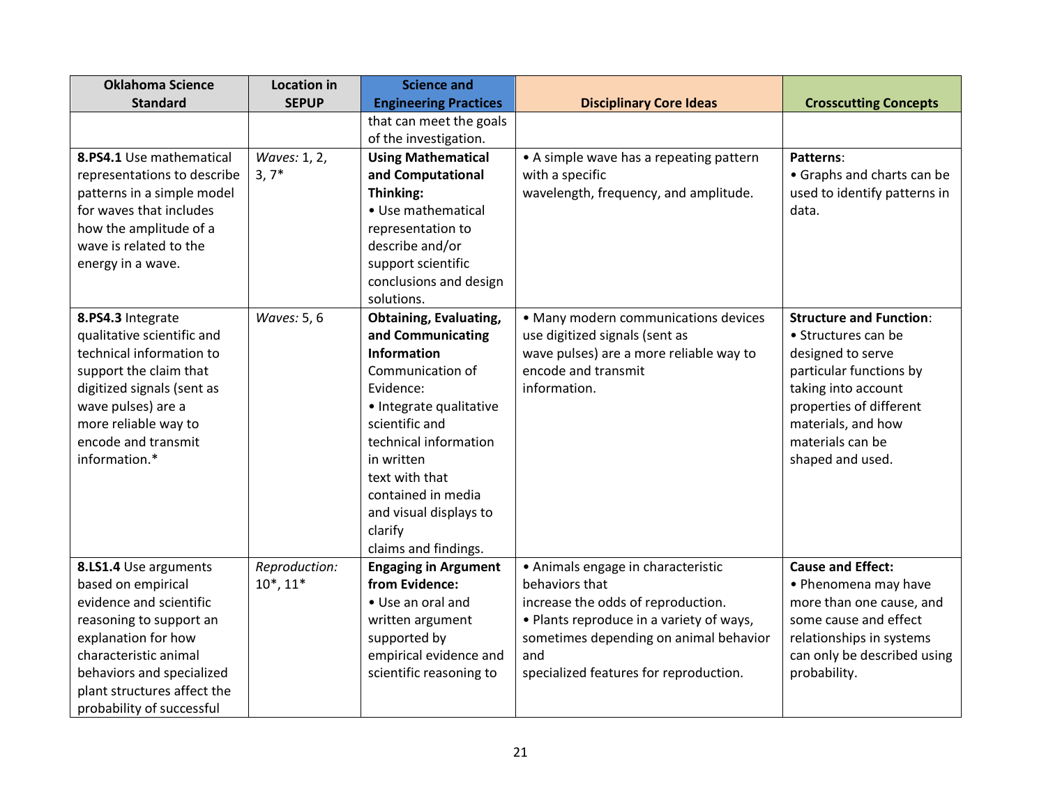| Oklahoma Science Standard | Location in SEPUP | Science and Engineering Practices | Disciplinary Core Ideas | Crosscutting Concepts |
|---|---|---|---|---|
| | | that can meet the goals of the investigation. | | |
| **8.PS4.1** Use mathematical representations to describe patterns in a simple model for waves that includes how the amplitude of a wave is related to the energy in a wave. | *Waves:* 1, 2, 3, 7* | **Using Mathematical and Computational Thinking:** • Use mathematical representation to describe and/or support scientific conclusions and design solutions. | • A simple wave has a repeating pattern with a specific wavelength, frequency, and amplitude. | **Patterns**: • Graphs and charts can be used to identify patterns in data. |
| **8.PS4.3** Integrate qualitative scientific and technical information to support the claim that digitized signals (sent as wave pulses) are a more reliable way to encode and transmit information.* | *Waves:* 5, 6 | **Obtaining, Evaluating, and Communicating Information** Communication of Evidence: • Integrate qualitative scientific and technical information in written text with that contained in media and visual displays to clarify claims and findings. | • Many modern communications devices use digitized signals (sent as wave pulses) are a more reliable way to encode and transmit information. | **Structure and Function**: • Structures can be designed to serve particular functions by taking into account properties of different materials, and how materials can be shaped and used. |
| **8.LS1.4** Use arguments based on empirical evidence and scientific reasoning to support an explanation for how characteristic animal behaviors and specialized plant structures affect the probability of successful | *Reproduction:* 10*, 11* | **Engaging in Argument from Evidence:** • Use an oral and written argument supported by empirical evidence and scientific reasoning to | • Animals engage in characteristic behaviors that increase the odds of reproduction. • Plants reproduce in a variety of ways, sometimes depending on animal behavior and specialized features for reproduction. | **Cause and Effect:** • Phenomena may have more than one cause, and some cause and effect relationships in systems can only be described using probability. |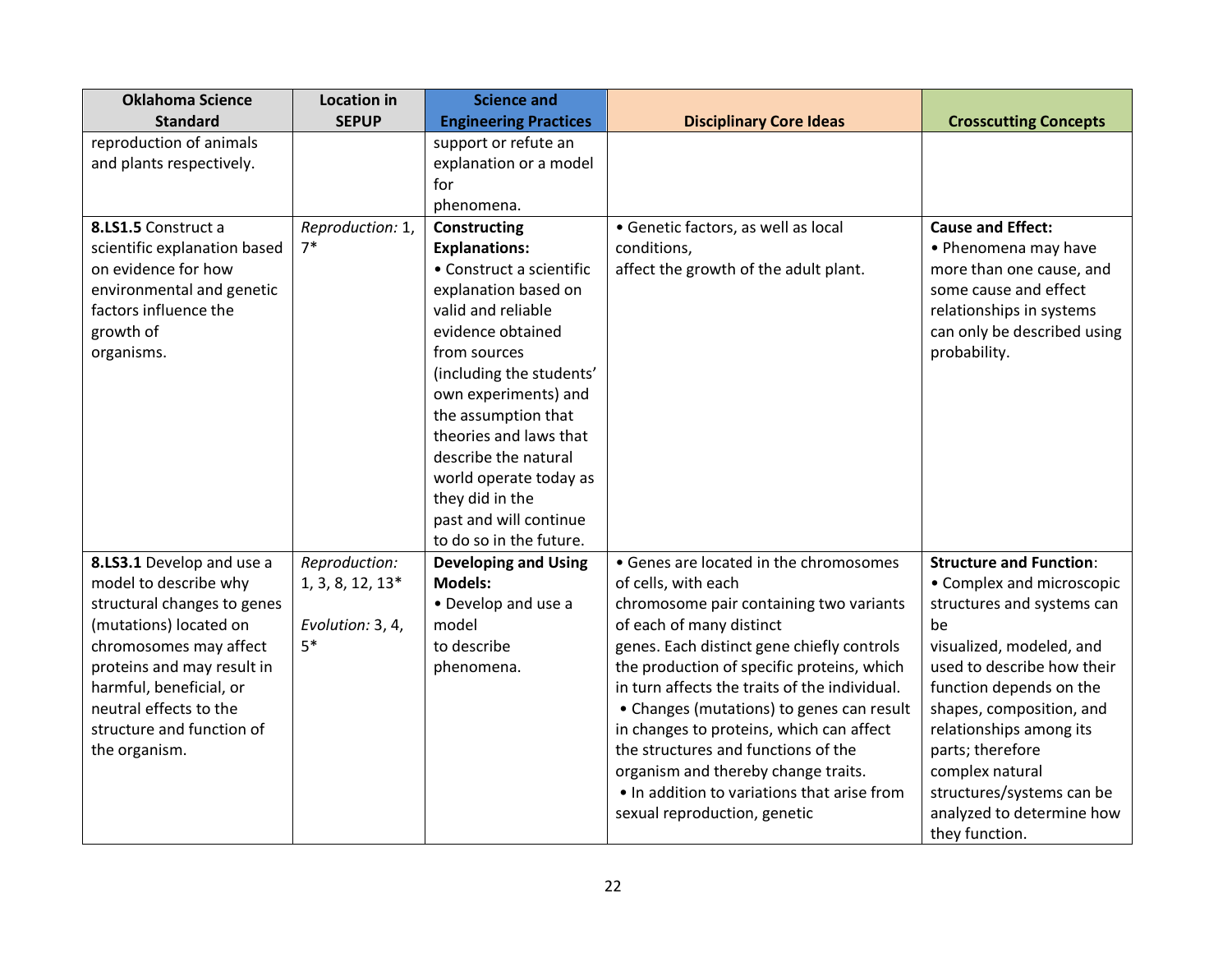| Oklahoma Science Standard | Location in SEPUP | Science and Engineering Practices | Disciplinary Core Ideas | Crosscutting Concepts |
|---|---|---|---|---|
| reproduction of animals and plants respectively. | | support or refute an explanation or a model for phenomena. | | |
| **8.LS1.5** Construct a scientific explanation based on evidence for how environmental and genetic factors influence the growth of organisms. | *Reproduction:* 1, 7* | **Constructing Explanations:** • Construct a scientific explanation based on valid and reliable evidence obtained from sources (including the students' own experiments) and the assumption that theories and laws that describe the natural world operate today as they did in the past and will continue to do so in the future. | • Genetic factors, as well as local conditions, affect the growth of the adult plant. | **Cause and Effect:** • Phenomena may have more than one cause, and some cause and effect relationships in systems can only be described using probability. |
| **8.LS3.1** Develop and use a model to describe why structural changes to genes (mutations) located on chromosomes may affect proteins and may result in harmful, beneficial, or neutral effects to the structure and function of the organism. | *Reproduction:* 1, 3, 8, 12, 13*<br><br>*Evolution:* 3, 4, 5* | **Developing and Using Models:** • Develop and use a model to describe phenomena. | • Genes are located in the chromosomes of cells, with each chromosome pair containing two variants of each of many distinct genes. Each distinct gene chiefly controls the production of specific proteins, which in turn affects the traits of the individual.<br>• Changes (mutations) to genes can result in changes to proteins, which can affect the structures and functions of the organism and thereby change traits.<br>• In addition to variations that arise from sexual reproduction, genetic | **Structure and Function**: • Complex and microscopic structures and systems can be visualized, modeled, and used to describe how their function depends on the shapes, composition, and relationships among its parts; therefore complex natural structures/systems can be analyzed to determine how they function. |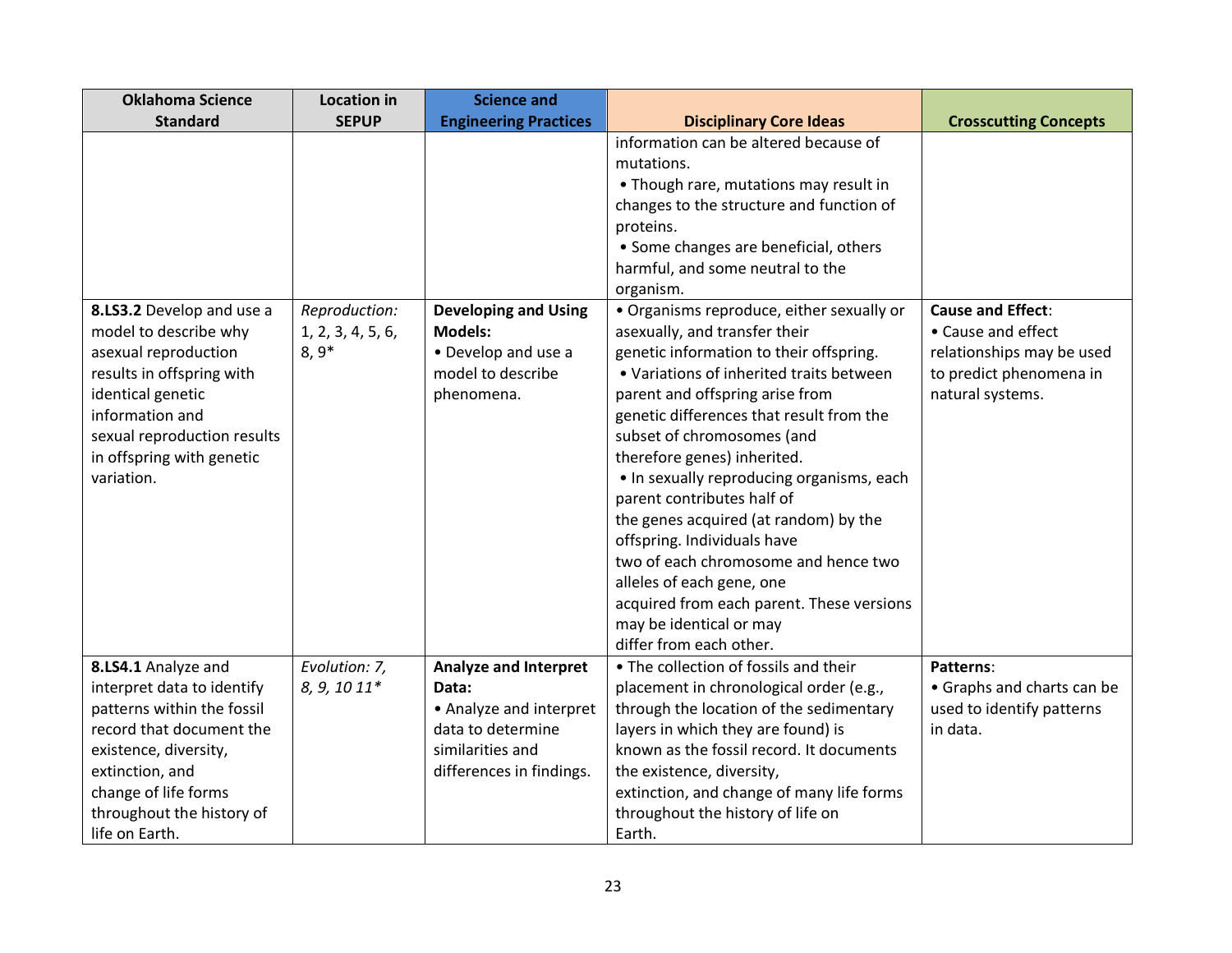| Oklahoma Science Standard | Location in SEPUP | Science and Engineering Practices | Disciplinary Core Ideas | Crosscutting Concepts |
|---|---|---|---|---|
| | | | information can be altered because of mutations.<br>• Though rare, mutations may result in changes to the structure and function of proteins.<br>• Some changes are beneficial, others harmful, and some neutral to the organism. | |
| **8.LS3.2** Develop and use a model to describe why asexual reproduction results in offspring with identical genetic information and sexual reproduction results in offspring with genetic variation. | *Reproduction:* 1, 2, 3, 4, 5, 6, 8, 9* | **Developing and Using Models:**<br>• Develop and use a model to describe phenomena. | • Organisms reproduce, either sexually or asexually, and transfer their genetic information to their offspring.<br>• Variations of inherited traits between parent and offspring arise from genetic differences that result from the subset of chromosomes (and therefore genes) inherited.<br>• In sexually reproducing organisms, each parent contributes half of the genes acquired (at random) by the offspring. Individuals have two of each chromosome and hence two alleles of each gene, one acquired from each parent. These versions may be identical or may differ from each other. | **Cause and Effect**:<br>• Cause and effect relationships may be used to predict phenomena in natural systems. |
| **8.LS4.1** Analyze and interpret data to identify patterns within the fossil record that document the existence, diversity, extinction, and change of life forms throughout the history of life on Earth. | *Evolution: 7, 8, 9, 10 11** | **Analyze and Interpret Data:**<br>• Analyze and interpret data to determine similarities and differences in findings. | • The collection of fossils and their placement in chronological order (e.g., through the location of the sedimentary layers in which they are found) is known as the fossil record. It documents the existence, diversity, extinction, and change of many life forms throughout the history of life on Earth. | **Patterns**:<br>• Graphs and charts can be used to identify patterns in data. |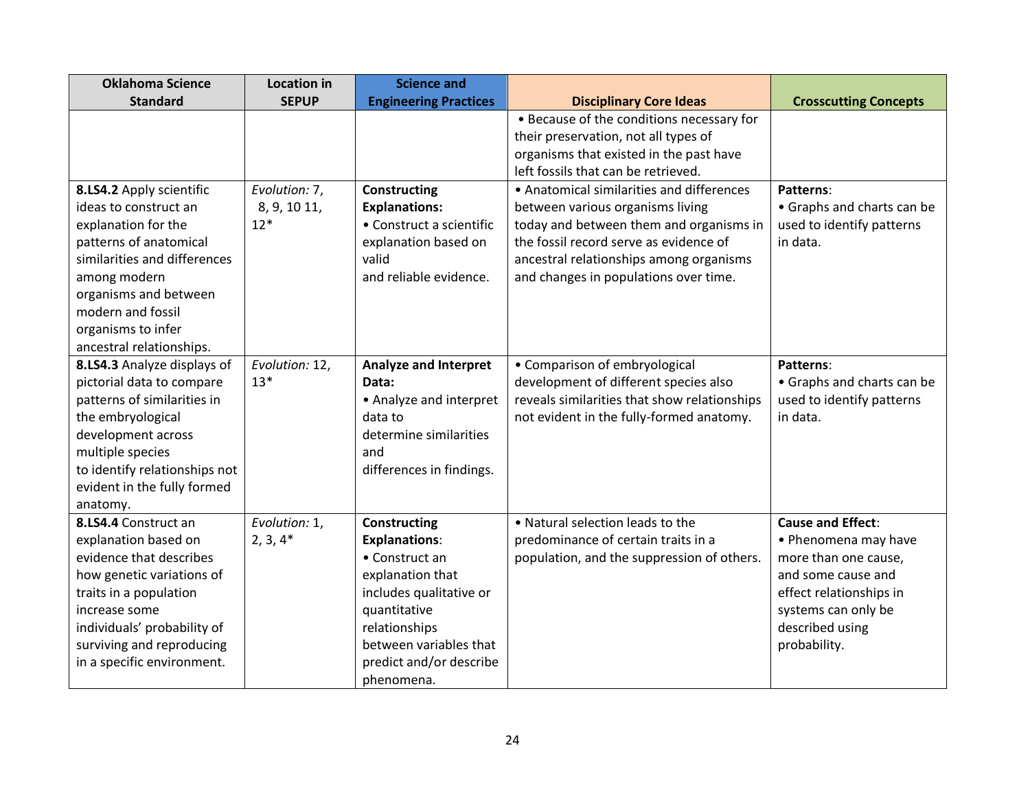| Oklahoma Science Standard | Location in SEPUP | Science and Engineering Practices | Disciplinary Core Ideas | Crosscutting Concepts |
|---|---|---|---|---|
| | | | • Because of the conditions necessary for their preservation, not all types of organisms that existed in the past have left fossils that can be retrieved. | |
| **8.LS4.2** Apply scientific ideas to construct an explanation for the patterns of anatomical similarities and differences among modern organisms and between modern and fossil organisms to infer ancestral relationships. | *Evolution:* 7, 8, 9, 10 11, 12* | **Constructing Explanations:** • Construct a scientific explanation based on valid and reliable evidence. | • Anatomical similarities and differences between various organisms living today and between them and organisms in the fossil record serve as evidence of ancestral relationships among organisms and changes in populations over time. | **Patterns**: • Graphs and charts can be used to identify patterns in data. |
| **8.LS4.3** Analyze displays of pictorial data to compare patterns of similarities in the embryological development across multiple species to identify relationships not evident in the fully formed anatomy. | *Evolution:* 12, 13* | **Analyze and Interpret Data:** • Analyze and interpret data to determine similarities and differences in findings. | • Comparison of embryological development of different species also reveals similarities that show relationships not evident in the fully-formed anatomy. | **Patterns**: • Graphs and charts can be used to identify patterns in data. |
| **8.LS4.4** Construct an explanation based on evidence that describes how genetic variations of traits in a population increase some individuals' probability of surviving and reproducing in a specific environment. | *Evolution:* 1, 2, 3, 4* | **Constructing Explanations**: • Construct an explanation that includes qualitative or quantitative relationships between variables that predict and/or describe phenomena. | • Natural selection leads to the predominance of certain traits in a population, and the suppression of others. | **Cause and Effect**: • Phenomena may have more than one cause, and some cause and effect relationships in systems can only be described using probability. |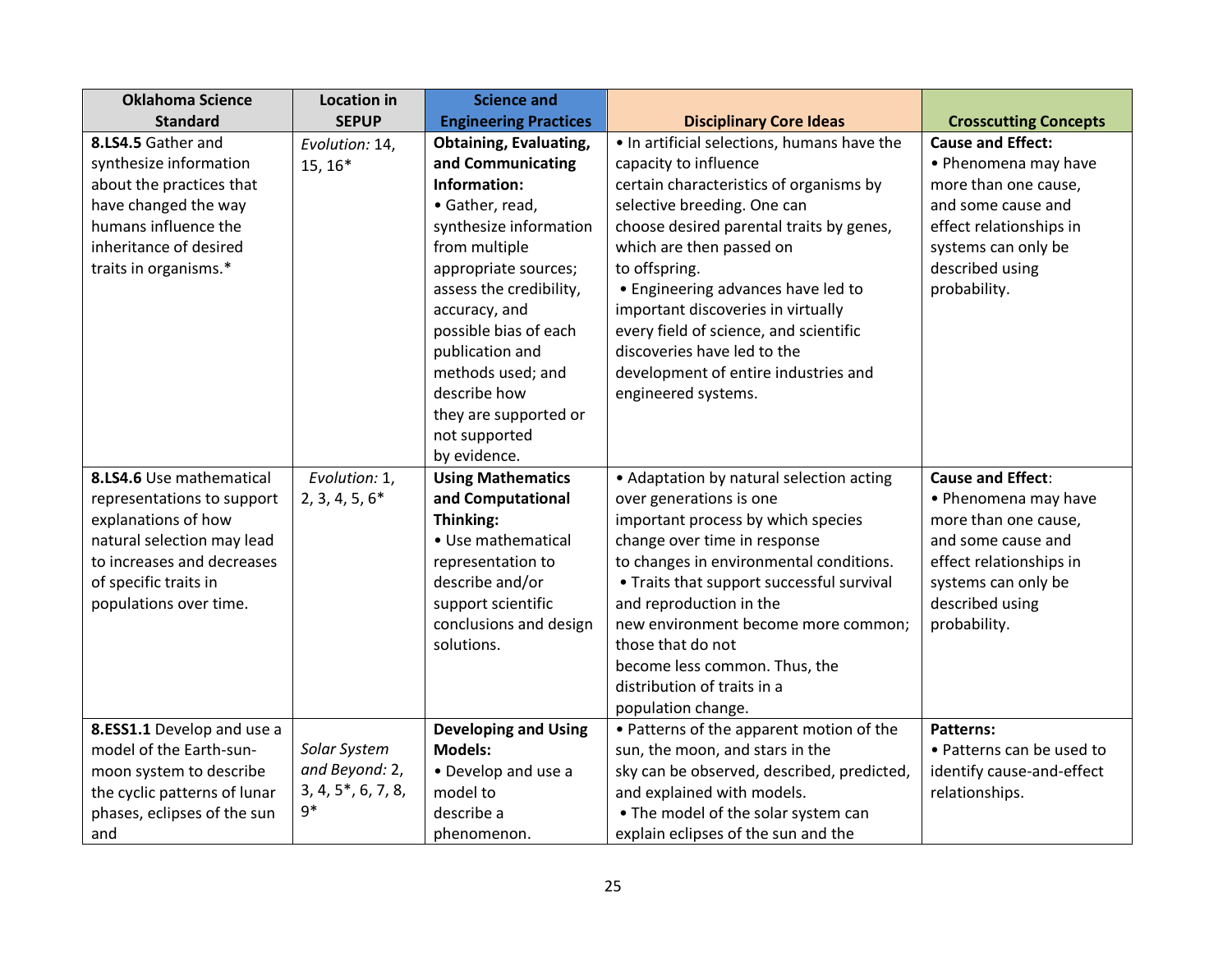| Oklahoma Science Standard | Location in SEPUP | Science and Engineering Practices | Disciplinary Core Ideas | Crosscutting Concepts |
|---|---|---|---|---|
| **8.LS4.5** Gather and synthesize information about the practices that have changed the way humans influence the inheritance of desired traits in organisms.* | *Evolution:* 14, 15, 16* | **Obtaining, Evaluating, and Communicating Information:** • Gather, read, synthesize information from multiple appropriate sources; assess the credibility, accuracy, and possible bias of each publication and methods used; and describe how they are supported or not supported by evidence. | • In artificial selections, humans have the capacity to influence certain characteristics of organisms by selective breeding. One can choose desired parental traits by genes, which are then passed on to offspring. • Engineering advances have led to important discoveries in virtually every field of science, and scientific discoveries have led to the development of entire industries and engineered systems. | **Cause and Effect:** • Phenomena may have more than one cause, and some cause and effect relationships in systems can only be described using probability. |
| **8.LS4.6** Use mathematical representations to support explanations of how natural selection may lead to increases and decreases of specific traits in populations over time. | *Evolution:* 1, 2, 3, 4, 5, 6* | **Using Mathematics and Computational Thinking:** • Use mathematical representation to describe and/or support scientific conclusions and design solutions. | • Adaptation by natural selection acting over generations is one important process by which species change over time in response to changes in environmental conditions. • Traits that support successful survival and reproduction in the new environment become more common; those that do not become less common. Thus, the distribution of traits in a population change. | **Cause and Effect**: • Phenomena may have more than one cause, and some cause and effect relationships in systems can only be described using probability. |
| **8.ESS1.1** Develop and use a model of the Earth-sun-moon system to describe the cyclic patterns of lunar phases, eclipses of the sun and | *Solar System and Beyond:* 2, 3, 4, 5*, 6, 7, 8, 9* | **Developing and Using Models:** • Develop and use a model to describe a phenomenon. | • Patterns of the apparent motion of the sun, the moon, and stars in the sky can be observed, described, predicted, and explained with models. • The model of the solar system can explain eclipses of the sun and the | **Patterns:** • Patterns can be used to identify cause-and-effect relationships. |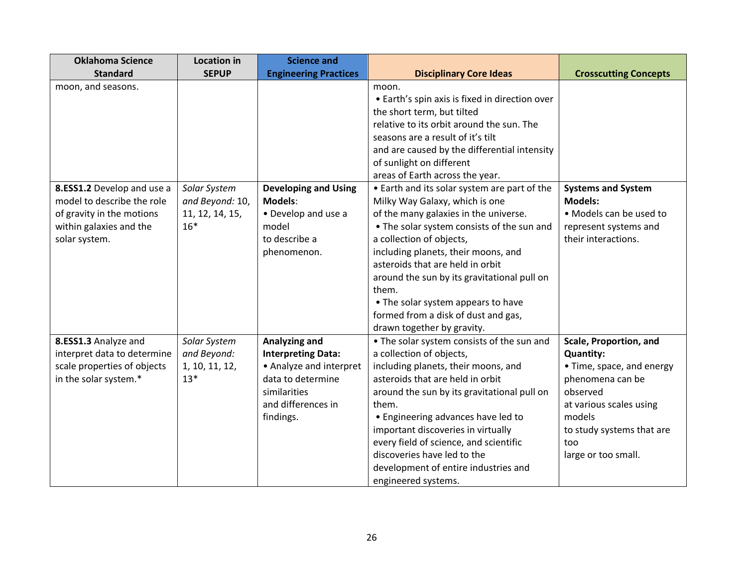| Oklahoma Science Standard | Location in SEPUP | Science and Engineering Practices | Disciplinary Core Ideas | Crosscutting Concepts |
|---|---|---|---|---|
| moon, and seasons. | | | moon.<br>• Earth's spin axis is fixed in direction over the short term, but tilted relative to its orbit around the sun. The seasons are a result of it's tilt and are caused by the differential intensity of sunlight on different areas of Earth across the year. | |
| **8.ESS1.2** Develop and use a model to describe the role of gravity in the motions within galaxies and the solar system. | *Solar System and Beyond:* 10, 11, 12, 14, 15, 16* | **Developing and Using Models**:<br>• Develop and use a model to describe a phenomenon. | • Earth and its solar system are part of the Milky Way Galaxy, which is one of the many galaxies in the universe.<br>• The solar system consists of the sun and a collection of objects, including planets, their moons, and asteroids that are held in orbit around the sun by its gravitational pull on them.<br>• The solar system appears to have formed from a disk of dust and gas, drawn together by gravity. | **Systems and System Models:**<br>• Models can be used to represent systems and their interactions. |
| **8.ESS1.3** Analyze and interpret data to determine scale properties of objects in the solar system.* | *Solar System and Beyond:* 1, 10, 11, 12, 13* | **Analyzing and Interpreting Data:**<br>• Analyze and interpret data to determine similarities and differences in findings. | • The solar system consists of the sun and a collection of objects, including planets, their moons, and asteroids that are held in orbit around the sun by its gravitational pull on them.<br>• Engineering advances have led to important discoveries in virtually every field of science, and scientific discoveries have led to the development of entire industries and engineered systems. | **Scale, Proportion, and Quantity:**<br>• Time, space, and energy phenomena can be observed at various scales using models to study systems that are too large or too small. |